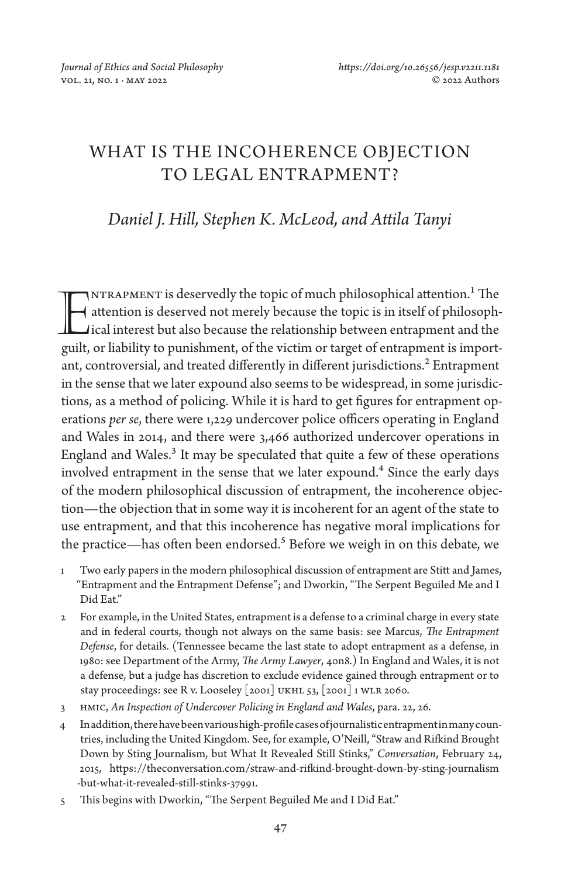# WHAT IS THE INCOHERENCE OBJECTION TO LEGAL ENTRAPMENT?

*Daniel J. Hill, Stephen K. McLeod, and Attila Tanyi*

Entrapment is deservedly the topic of much philosophical attention.[1] The attention is deserved not merely because the topic is in itself of philosophical interest but also because the relationship between entrapment and the guilt, or liability to punishment, of the victim or target of entrapment is important, controversial, and treated differently in different jurisdictions.[2] Entrapment in the sense that we later expound also seems to be widespread, in some jurisdictions, as a method of policing. While it is hard to get figures for entrapment operations *per se*, there were 1,229 undercover police officers operating in England and Wales in 2014, and there were 3,466 authorized undercover operations in England and Wales.[3] It may be speculated that quite a few of these operations involved entrapment in the sense that we later expound.[4] Since the early days of the modern philosophical discussion of entrapment, the incoherence objection—the objection that in some way it is incoherent for an agent of the state to use entrapment, and that this incoherence has negative moral implications for the practice—has often been endorsed.[5] Before we weigh in on this debate, we

1 Two early papers in the modern philosophical discussion of entrapment are Stitt and James, "Entrapment and the Entrapment Defense"; and Dworkin, "The Serpent Beguiled Me and I Did Eat."

2 For example, in the United States, entrapment is a defense to a criminal charge in every state and in federal courts, though not always on the same basis: see Marcus, *The Entrapment Defense*, for details. (Tennessee became the last state to adopt entrapment as a defense, in 1980: see Department of the Army, *The Army Lawyer*, 40n8.) In England and Wales, it is not a defense, but a judge has discretion to exclude evidence gained through entrapment or to stay proceedings: see R v. Looseley [2001] UKHL 53, [2001] 1 WLR 2060.

3 HMIC, *An Inspection of Undercover Policing in England and Wales*, para. 22, 26.

4 In addition, there have been various high-profile cases of journalistic entrapment in many countries, including the United Kingdom. See, for example, O'Neill, "Straw and Rifkind Brought Down by Sting Journalism, but What It Revealed Still Stinks," *Conversation*, February 24, 2015, https://theconversation.com/straw-and-rifkind-brought-down-by-sting-journalism-but-what-it-revealed-still-stinks-37991.

5 This begins with Dworkin, "The Serpent Beguiled Me and I Did Eat."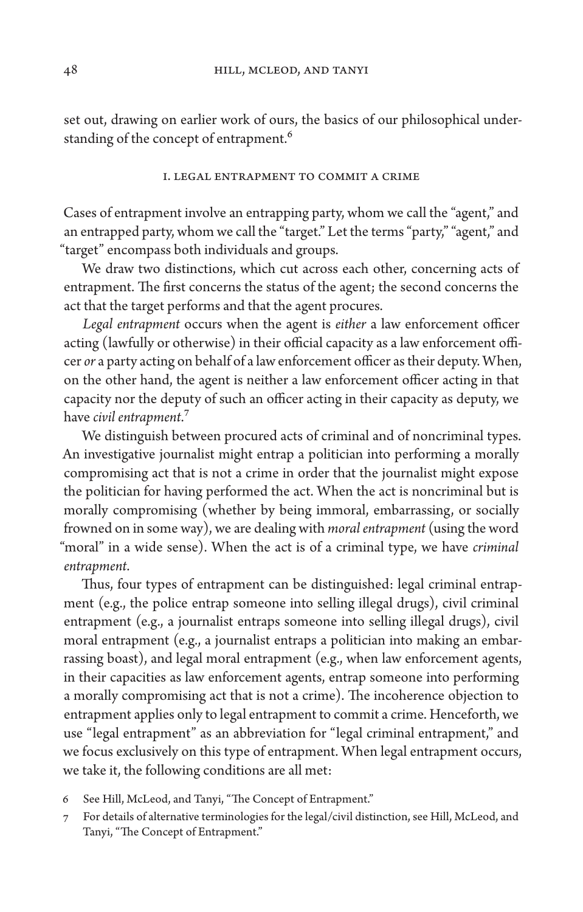set out, drawing on earlier work of ours, the basics of our philosophical understanding of the concept of entrapment.[6]

## I. Legal Entrapment to Commit a Crime

Cases of entrapment involve an entrapping party, whom we call the "agent," and an entrapped party, whom we call the "target." Let the terms "party," "agent," and "target" encompass both individuals and groups.

We draw two distinctions, which cut across each other, concerning acts of entrapment. The first concerns the status of the agent; the second concerns the act that the target performs and that the agent procures.

*Legal entrapment* occurs when the agent is *either* a law enforcement officer acting (lawfully or otherwise) in their official capacity as a law enforcement officer *or* a party acting on behalf of a law enforcement officer as their deputy. When, on the other hand, the agent is neither a law enforcement officer acting in that capacity nor the deputy of such an officer acting in their capacity as deputy, we have *civil entrapment*.[7]

We distinguish between procured acts of criminal and of noncriminal types. An investigative journalist might entrap a politician into performing a morally compromising act that is not a crime in order that the journalist might expose the politician for having performed the act. When the act is noncriminal but is morally compromising (whether by being immoral, embarrassing, or socially frowned on in some way), we are dealing with *moral entrapment* (using the word "moral" in a wide sense). When the act is of a criminal type, we have *criminal entrapment*.

Thus, four types of entrapment can be distinguished: legal criminal entrapment (e.g., the police entrap someone into selling illegal drugs), civil criminal entrapment (e.g., a journalist entraps someone into selling illegal drugs), civil moral entrapment (e.g., a journalist entraps a politician into making an embarrassing boast), and legal moral entrapment (e.g., when law enforcement agents, in their capacities as law enforcement agents, entrap someone into performing a morally compromising act that is not a crime). The incoherence objection to entrapment applies only to legal entrapment to commit a crime. Henceforth, we use "legal entrapment" as an abbreviation for "legal criminal entrapment," and we focus exclusively on this type of entrapment. When legal entrapment occurs, we take it, the following conditions are all met:

6 See Hill, McLeod, and Tanyi, "The Concept of Entrapment."

7 For details of alternative terminologies for the legal/civil distinction, see Hill, McLeod, and Tanyi, "The Concept of Entrapment."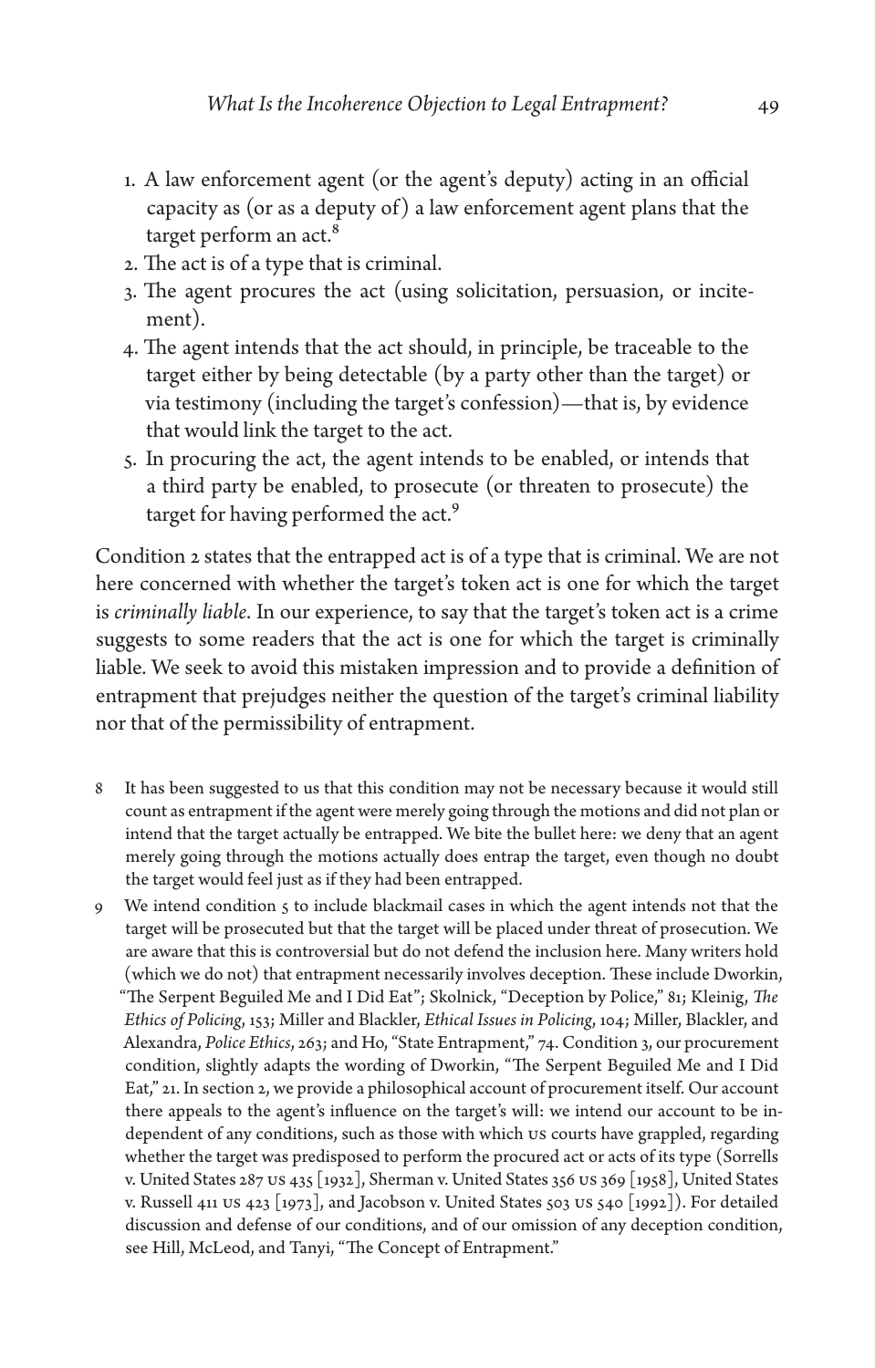1. A law enforcement agent (or the agent's deputy) acting in an official capacity as (or as a deputy of) a law enforcement agent plans that the target perform an act.[8]
2. The act is of a type that is criminal.
3. The agent procures the act (using solicitation, persuasion, or incitement).
4. The agent intends that the act should, in principle, be traceable to the target either by being detectable (by a party other than the target) or via testimony (including the target's confession)—that is, by evidence that would link the target to the act.
5. In procuring the act, the agent intends to be enabled, or intends that a third party be enabled, to prosecute (or threaten to prosecute) the target for having performed the act.[9]

Condition 2 states that the entrapped act is of a type that is criminal. We are not here concerned with whether the target's token act is one for which the target is *criminally liable*. In our experience, to say that the target's token act is a crime suggests to some readers that the act is one for which the target is criminally liable. We seek to avoid this mistaken impression and to provide a definition of entrapment that prejudges neither the question of the target's criminal liability nor that of the permissibility of entrapment.

8 It has been suggested to us that this condition may not be necessary because it would still count as entrapment if the agent were merely going through the motions and did not plan or intend that the target actually be entrapped. We bite the bullet here: we deny that an agent merely going through the motions actually does entrap the target, even though no doubt the target would feel just as if they had been entrapped.

9 We intend condition 5 to include blackmail cases in which the agent intends not that the target will be prosecuted but that the target will be placed under threat of prosecution. We are aware that this is controversial but do not defend the inclusion here. Many writers hold (which we do not) that entrapment necessarily involves deception. These include Dworkin, "The Serpent Beguiled Me and I Did Eat"; Skolnick, "Deception by Police," 81; Kleinig, *The Ethics of Policing*, 153; Miller and Blackler, *Ethical Issues in Policing*, 104; Miller, Blackler, and Alexandra, *Police Ethics*, 263; and Ho, "State Entrapment," 74. Condition 3, our procurement condition, slightly adapts the wording of Dworkin, "The Serpent Beguiled Me and I Did Eat," 21. In section 2, we provide a philosophical account of procurement itself. Our account there appeals to the agent's influence on the target's will: we intend our account to be independent of any conditions, such as those with which US courts have grappled, regarding whether the target was predisposed to perform the procured act or acts of its type (Sorrells v. United States 287 US 435 [1932], Sherman v. United States 356 US 369 [1958], United States v. Russell 411 US 423 [1973], and Jacobson v. United States 503 US 540 [1992]). For detailed discussion and defense of our conditions, and of our omission of any deception condition, see Hill, McLeod, and Tanyi, "The Concept of Entrapment."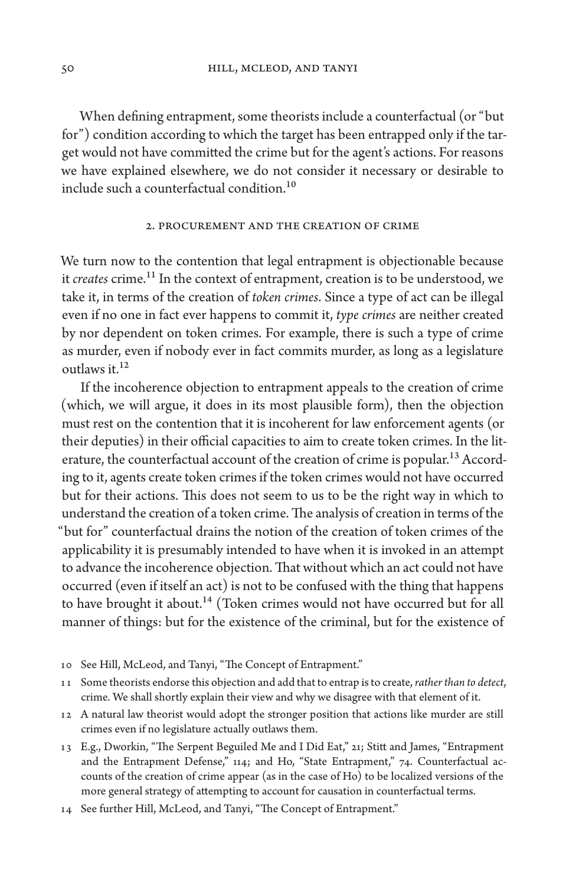When defining entrapment, some theorists include a counterfactual (or "but for") condition according to which the target has been entrapped only if the target would not have committed the crime but for the agent's actions. For reasons we have explained elsewhere, we do not consider it necessary or desirable to include such a counterfactual condition.[10]

## 2. Procurement and the Creation of Crime

We turn now to the contention that legal entrapment is objectionable because it *creates* crime.[11] In the context of entrapment, creation is to be understood, we take it, in terms of the creation of *token crimes*. Since a type of act can be illegal even if no one in fact ever happens to commit it, *type crimes* are neither created by nor dependent on token crimes. For example, there is such a type of crime as murder, even if nobody ever in fact commits murder, as long as a legislature outlaws it.[12]

If the incoherence objection to entrapment appeals to the creation of crime (which, we will argue, it does in its most plausible form), then the objection must rest on the contention that it is incoherent for law enforcement agents (or their deputies) in their official capacities to aim to create token crimes. In the literature, the counterfactual account of the creation of crime is popular.[13] According to it, agents create token crimes if the token crimes would not have occurred but for their actions. This does not seem to us to be the right way in which to understand the creation of a token crime. The analysis of creation in terms of the "but for" counterfactual drains the notion of the creation of token crimes of the applicability it is presumably intended to have when it is invoked in an attempt to advance the incoherence objection. That without which an act could not have occurred (even if itself an act) is not to be confused with the thing that happens to have brought it about.[14] (Token crimes would not have occurred but for all manner of things: but for the existence of the criminal, but for the existence of

10 See Hill, McLeod, and Tanyi, "The Concept of Entrapment."

11 Some theorists endorse this objection and add that to entrap is to create, *rather than to detect*, crime. We shall shortly explain their view and why we disagree with that element of it.

12 A natural law theorist would adopt the stronger position that actions like murder are still crimes even if no legislature actually outlaws them.

13 E.g., Dworkin, "The Serpent Beguiled Me and I Did Eat," 21; Stitt and James, "Entrapment and the Entrapment Defense," 114; and Ho, "State Entrapment," 74. Counterfactual accounts of the creation of crime appear (as in the case of Ho) to be localized versions of the more general strategy of attempting to account for causation in counterfactual terms.

14 See further Hill, McLeod, and Tanyi, "The Concept of Entrapment."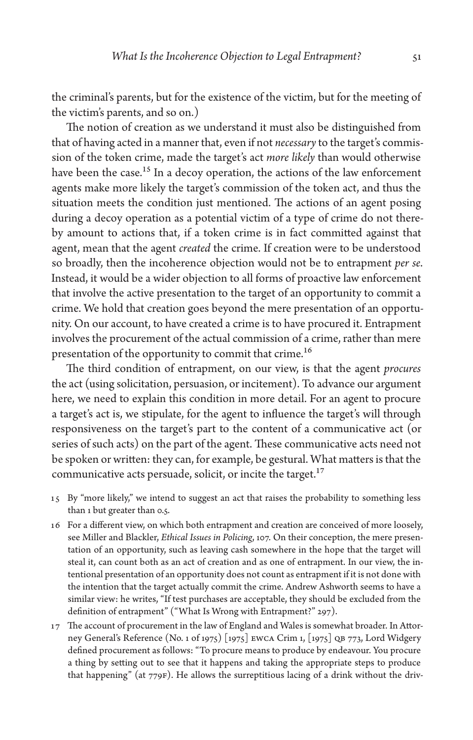the criminal's parents, but for the existence of the victim, but for the meeting of the victim's parents, and so on.)

The notion of creation as we understand it must also be distinguished from that of having acted in a manner that, even if not *necessary* to the target's commission of the token crime, made the target's act *more likely* than would otherwise have been the case.[15] In a decoy operation, the actions of the law enforcement agents make more likely the target's commission of the token act, and thus the situation meets the condition just mentioned. The actions of an agent posing during a decoy operation as a potential victim of a type of crime do not thereby amount to actions that, if a token crime is in fact committed against that agent, mean that the agent *created* the crime. If creation were to be understood so broadly, then the incoherence objection would not be to entrapment *per se*. Instead, it would be a wider objection to all forms of proactive law enforcement that involve the active presentation to the target of an opportunity to commit a crime. We hold that creation goes beyond the mere presentation of an opportunity. On our account, to have created a crime is to have procured it. Entrapment involves the procurement of the actual commission of a crime, rather than mere presentation of the opportunity to commit that crime.[16]

The third condition of entrapment, on our view, is that the agent *procures* the act (using solicitation, persuasion, or incitement). To advance our argument here, we need to explain this condition in more detail. For an agent to procure a target's act is, we stipulate, for the agent to influence the target's will through responsiveness on the target's part to the content of a communicative act (or series of such acts) on the part of the agent. These communicative acts need not be spoken or written: they can, for example, be gestural. What matters is that the communicative acts persuade, solicit, or incite the target.[17]

15 By "more likely," we intend to suggest an act that raises the probability to something less than 1 but greater than 0.5.

16 For a different view, on which both entrapment and creation are conceived of more loosely, see Miller and Blackler, *Ethical Issues in Policing*, 107. On their conception, the mere presentation of an opportunity, such as leaving cash somewhere in the hope that the target will steal it, can count both as an act of creation and as one of entrapment. In our view, the intentional presentation of an opportunity does not count as entrapment if it is not done with the intention that the target actually commit the crime. Andrew Ashworth seems to have a similar view: he writes, "If test purchases are acceptable, they should be excluded from the definition of entrapment" ("What Is Wrong with Entrapment?" 297).

17 The account of procurement in the law of England and Wales is somewhat broader. In Attorney General's Reference (No. 1 of 1975) [1975] EWCA Crim 1, [1975] QB 773, Lord Widgery defined procurement as follows: "To procure means to produce by endeavour. You procure a thing by setting out to see that it happens and taking the appropriate steps to produce that happening" (at 779F). He allows the surreptitious lacing of a drink without the driv-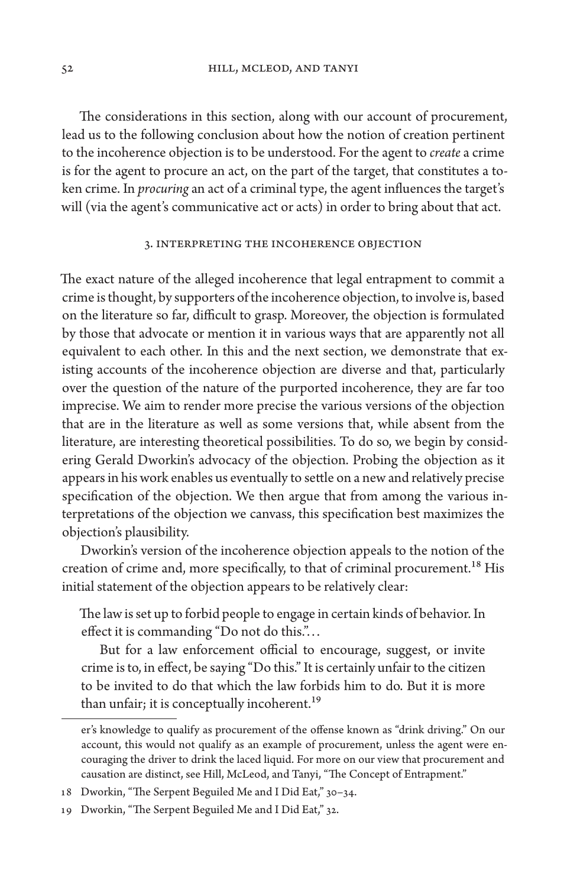The considerations in this section, along with our account of procurement, lead us to the following conclusion about how the notion of creation pertinent to the incoherence objection is to be understood. For the agent to *create* a crime is for the agent to procure an act, on the part of the target, that constitutes a token crime. In *procuring* an act of a criminal type, the agent influences the target's will (via the agent's communicative act or acts) in order to bring about that act.

## 3. Interpreting the Incoherence Objection

The exact nature of the alleged incoherence that legal entrapment to commit a crime is thought, by supporters of the incoherence objection, to involve is, based on the literature so far, difficult to grasp. Moreover, the objection is formulated by those that advocate or mention it in various ways that are apparently not all equivalent to each other. In this and the next section, we demonstrate that existing accounts of the incoherence objection are diverse and that, particularly over the question of the nature of the purported incoherence, they are far too imprecise. We aim to render more precise the various versions of the objection that are in the literature as well as some versions that, while absent from the literature, are interesting theoretical possibilities. To do so, we begin by considering Gerald Dworkin's advocacy of the objection. Probing the objection as it appears in his work enables us eventually to settle on a new and relatively precise specification of the objection. We then argue that from among the various interpretations of the objection we canvass, this specification best maximizes the objection's plausibility.

Dworkin's version of the incoherence objection appeals to the notion of the creation of crime and, more specifically, to that of criminal procurement.[18] His initial statement of the objection appears to be relatively clear:

> The law is set up to forbid people to engage in certain kinds of behavior. In effect it is commanding "Do not do this."…
>
> But for a law enforcement official to encourage, suggest, or invite crime is to, in effect, be saying "Do this." It is certainly unfair to the citizen to be invited to do that which the law forbids him to do. But it is more than unfair; it is conceptually incoherent.[19]

---

er's knowledge to qualify as procurement of the offense known as "drink driving." On our account, this would not qualify as an example of procurement, unless the agent were encouraging the driver to drink the laced liquid. For more on our view that procurement and causation are distinct, see Hill, McLeod, and Tanyi, "The Concept of Entrapment."

18 Dworkin, "The Serpent Beguiled Me and I Did Eat," 30–34.

19 Dworkin, "The Serpent Beguiled Me and I Did Eat," 32.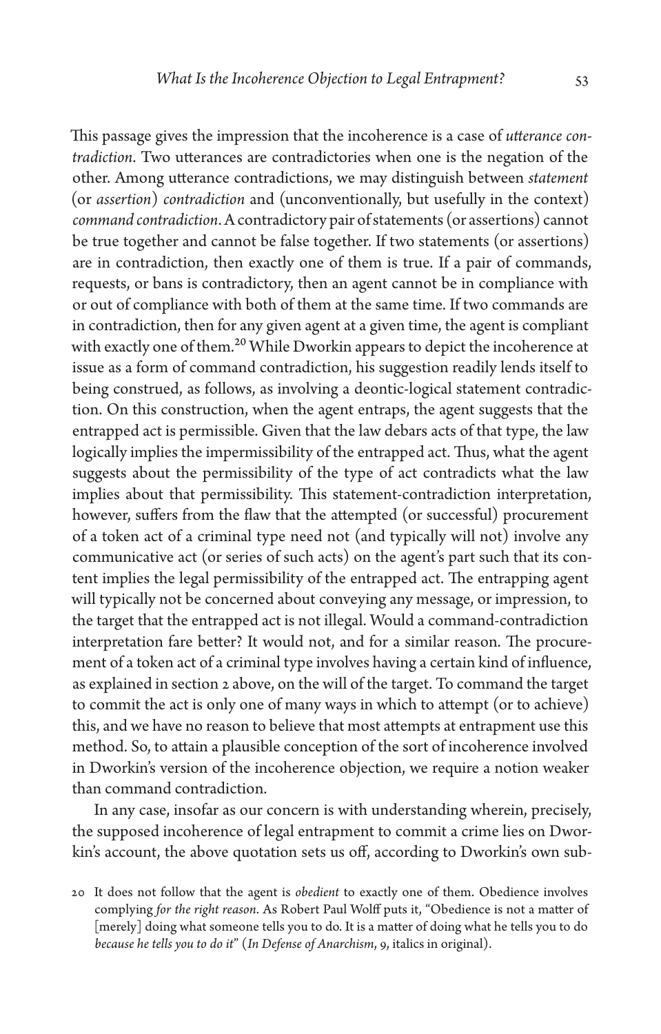This passage gives the impression that the incoherence is a case of *utterance contradiction*. Two utterances are contradictories when one is the negation of the other. Among utterance contradictions, we may distinguish between *statement* (or *assertion*) *contradiction* and (unconventionally, but usefully in the context) *command contradiction*. A contradictory pair of statements (or assertions) cannot be true together and cannot be false together. If two statements (or assertions) are in contradiction, then exactly one of them is true. If a pair of commands, requests, or bans is contradictory, then an agent cannot be in compliance with or out of compliance with both of them at the same time. If two commands are in contradiction, then for any given agent at a given time, the agent is compliant with exactly one of them.[20] While Dworkin appears to depict the incoherence at issue as a form of command contradiction, his suggestion readily lends itself to being construed, as follows, as involving a deontic-logical statement contradiction. On this construction, when the agent entraps, the agent suggests that the entrapped act is permissible. Given that the law debars acts of that type, the law logically implies the impermissibility of the entrapped act. Thus, what the agent suggests about the permissibility of the type of act contradicts what the law implies about that permissibility. This statement-contradiction interpretation, however, suffers from the flaw that the attempted (or successful) procurement of a token act of a criminal type need not (and typically will not) involve any communicative act (or series of such acts) on the agent's part such that its content implies the legal permissibility of the entrapped act. The entrapping agent will typically not be concerned about conveying any message, or impression, to the target that the entrapped act is not illegal. Would a command-contradiction interpretation fare better? It would not, and for a similar reason. The procurement of a token act of a criminal type involves having a certain kind of influence, as explained in section 2 above, on the will of the target. To command the target to commit the act is only one of many ways in which to attempt (or to achieve) this, and we have no reason to believe that most attempts at entrapment use this method. So, to attain a plausible conception of the sort of incoherence involved in Dworkin's version of the incoherence objection, we require a notion weaker than command contradiction.

In any case, insofar as our concern is with understanding wherein, precisely, the supposed incoherence of legal entrapment to commit a crime lies on Dworkin's account, the above quotation sets us off, according to Dworkin's own sub-

20 It does not follow that the agent is *obedient* to exactly one of them. Obedience involves complying *for the right reason*. As Robert Paul Wolff puts it, "Obedience is not a matter of [merely] doing what someone tells you to do. It is a matter of doing what he tells you to do *because he tells you to do it*" (*In Defense of Anarchism*, 9, italics in original).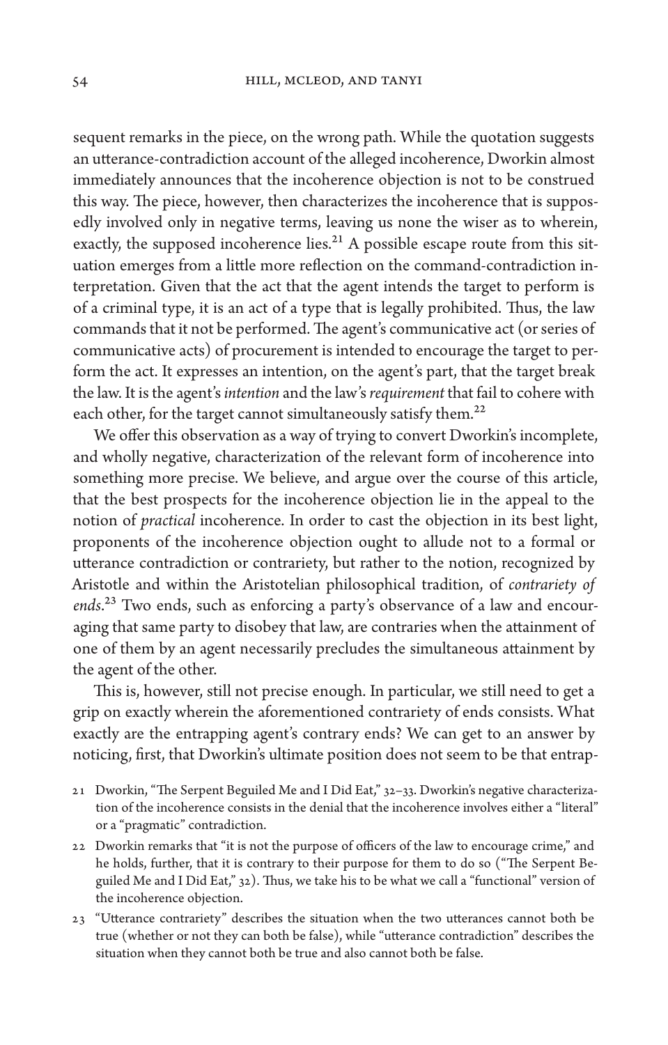sequent remarks in the piece, on the wrong path. While the quotation suggests an utterance-contradiction account of the alleged incoherence, Dworkin almost immediately announces that the incoherence objection is not to be construed this way. The piece, however, then characterizes the incoherence that is supposedly involved only in negative terms, leaving us none the wiser as to wherein, exactly, the supposed incoherence lies.[21] A possible escape route from this situation emerges from a little more reflection on the command-contradiction interpretation. Given that the act that the agent intends the target to perform is of a criminal type, it is an act of a type that is legally prohibited. Thus, the law commands that it not be performed. The agent's communicative act (or series of communicative acts) of procurement is intended to encourage the target to perform the act. It expresses an intention, on the agent's part, that the target break the law. It is the agent's *intention* and the law's *requirement* that fail to cohere with each other, for the target cannot simultaneously satisfy them.[22]

We offer this observation as a way of trying to convert Dworkin's incomplete, and wholly negative, characterization of the relevant form of incoherence into something more precise. We believe, and argue over the course of this article, that the best prospects for the incoherence objection lie in the appeal to the notion of *practical* incoherence. In order to cast the objection in its best light, proponents of the incoherence objection ought to allude not to a formal or utterance contradiction or contrariety, but rather to the notion, recognized by Aristotle and within the Aristotelian philosophical tradition, of *contrariety of ends*.[23] Two ends, such as enforcing a party's observance of a law and encouraging that same party to disobey that law, are contraries when the attainment of one of them by an agent necessarily precludes the simultaneous attainment by the agent of the other.

This is, however, still not precise enough. In particular, we still need to get a grip on exactly wherein the aforementioned contrariety of ends consists. What exactly are the entrapping agent's contrary ends? We can get to an answer by noticing, first, that Dworkin's ultimate position does not seem to be that entrap-

21 Dworkin, "The Serpent Beguiled Me and I Did Eat," 32–33. Dworkin's negative characterization of the incoherence consists in the denial that the incoherence involves either a "literal" or a "pragmatic" contradiction.

22 Dworkin remarks that "it is not the purpose of officers of the law to encourage crime," and he holds, further, that it is contrary to their purpose for them to do so ("The Serpent Beguiled Me and I Did Eat," 32). Thus, we take his to be what we call a "functional" version of the incoherence objection.

23 "Utterance contrariety" describes the situation when the two utterances cannot both be true (whether or not they can both be false), while "utterance contradiction" describes the situation when they cannot both be true and also cannot both be false.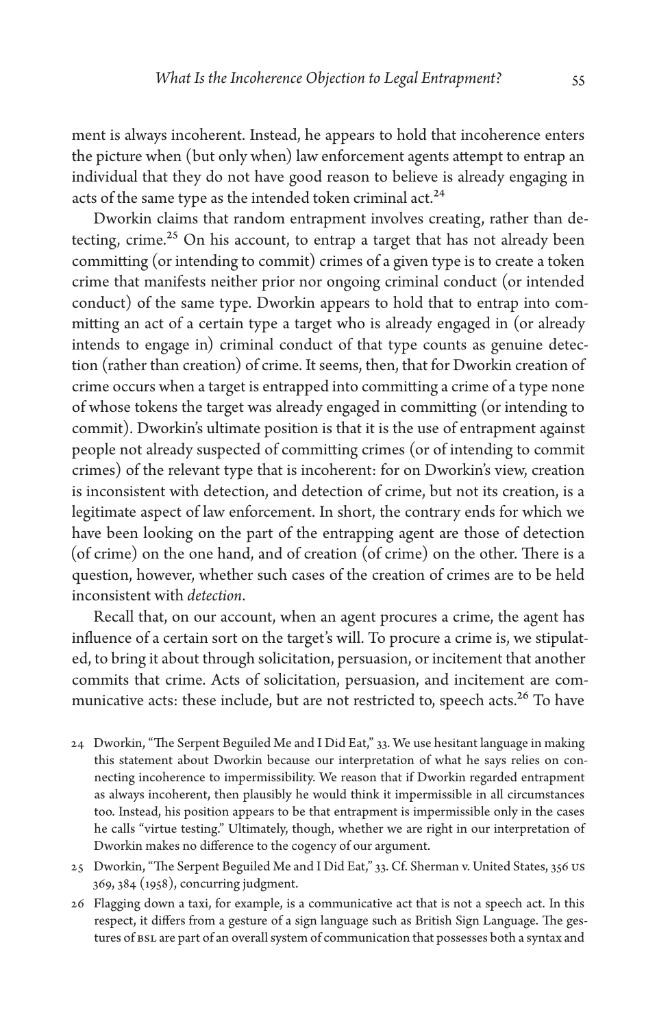ment is always incoherent. Instead, he appears to hold that incoherence enters the picture when (but only when) law enforcement agents attempt to entrap an individual that they do not have good reason to believe is already engaging in acts of the same type as the intended token criminal act.[24]

Dworkin claims that random entrapment involves creating, rather than detecting, crime.[25] On his account, to entrap a target that has not already been committing (or intending to commit) crimes of a given type is to create a token crime that manifests neither prior nor ongoing criminal conduct (or intended conduct) of the same type. Dworkin appears to hold that to entrap into committing an act of a certain type a target who is already engaged in (or already intends to engage in) criminal conduct of that type counts as genuine detection (rather than creation) of crime. It seems, then, that for Dworkin creation of crime occurs when a target is entrapped into committing a crime of a type none of whose tokens the target was already engaged in committing (or intending to commit). Dworkin's ultimate position is that it is the use of entrapment against people not already suspected of committing crimes (or of intending to commit crimes) of the relevant type that is incoherent: for on Dworkin's view, creation is inconsistent with detection, and detection of crime, but not its creation, is a legitimate aspect of law enforcement. In short, the contrary ends for which we have been looking on the part of the entrapping agent are those of detection (of crime) on the one hand, and of creation (of crime) on the other. There is a question, however, whether such cases of the creation of crimes are to be held inconsistent with *detection*.

Recall that, on our account, when an agent procures a crime, the agent has influence of a certain sort on the target's will. To procure a crime is, we stipulated, to bring it about through solicitation, persuasion, or incitement that another commits that crime. Acts of solicitation, persuasion, and incitement are communicative acts: these include, but are not restricted to, speech acts.[26] To have

24 Dworkin, "The Serpent Beguiled Me and I Did Eat," 33. We use hesitant language in making this statement about Dworkin because our interpretation of what he says relies on connecting incoherence to impermissibility. We reason that if Dworkin regarded entrapment as always incoherent, then plausibly he would think it impermissible in all circumstances too. Instead, his position appears to be that entrapment is impermissible only in the cases he calls "virtue testing." Ultimately, though, whether we are right in our interpretation of Dworkin makes no difference to the cogency of our argument.

25 Dworkin, "The Serpent Beguiled Me and I Did Eat," 33. Cf. Sherman v. United States, 356 US 369, 384 (1958), concurring judgment.

26 Flagging down a taxi, for example, is a communicative act that is not a speech act. In this respect, it differs from a gesture of a sign language such as British Sign Language. The gestures of BSL are part of an overall system of communication that possesses both a syntax and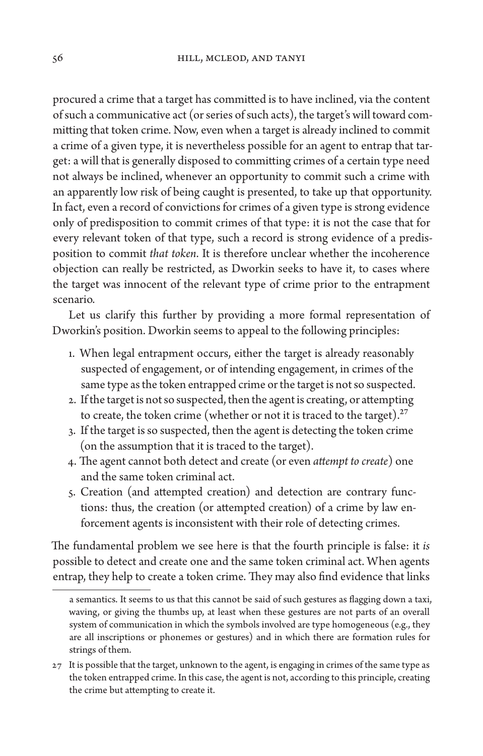procured a crime that a target has committed is to have inclined, via the content of such a communicative act (or series of such acts), the target's will toward committing that token crime. Now, even when a target is already inclined to commit a crime of a given type, it is nevertheless possible for an agent to entrap that target: a will that is generally disposed to committing crimes of a certain type need not always be inclined, whenever an opportunity to commit such a crime with an apparently low risk of being caught is presented, to take up that opportunity. In fact, even a record of convictions for crimes of a given type is strong evidence only of predisposition to commit crimes of that type: it is not the case that for every relevant token of that type, such a record is strong evidence of a predisposition to commit *that token*. It is therefore unclear whether the incoherence objection can really be restricted, as Dworkin seeks to have it, to cases where the target was innocent of the relevant type of crime prior to the entrapment scenario.

Let us clarify this further by providing a more formal representation of Dworkin's position. Dworkin seems to appeal to the following principles:

1. When legal entrapment occurs, either the target is already reasonably suspected of engagement, or of intending engagement, in crimes of the same type as the token entrapped crime or the target is not so suspected.
2. If the target is not so suspected, then the agent is creating, or attempting to create, the token crime (whether or not it is traced to the target).[27]
3. If the target is so suspected, then the agent is detecting the token crime (on the assumption that it is traced to the target).
4. The agent cannot both detect and create (or even *attempt to create*) one and the same token criminal act.
5. Creation (and attempted creation) and detection are contrary functions: thus, the creation (or attempted creation) of a crime by law enforcement agents is inconsistent with their role of detecting crimes.

The fundamental problem we see here is that the fourth principle is false: it *is* possible to detect and create one and the same token criminal act. When agents entrap, they help to create a token crime. They may also find evidence that links

---

a semantics. It seems to us that this cannot be said of such gestures as flagging down a taxi, waving, or giving the thumbs up, at least when these gestures are not parts of an overall system of communication in which the symbols involved are type homogeneous (e.g., they are all inscriptions or phonemes or gestures) and in which there are formation rules for strings of them.

27 It is possible that the target, unknown to the agent, is engaging in crimes of the same type as the token entrapped crime. In this case, the agent is not, according to this principle, creating the crime but attempting to create it.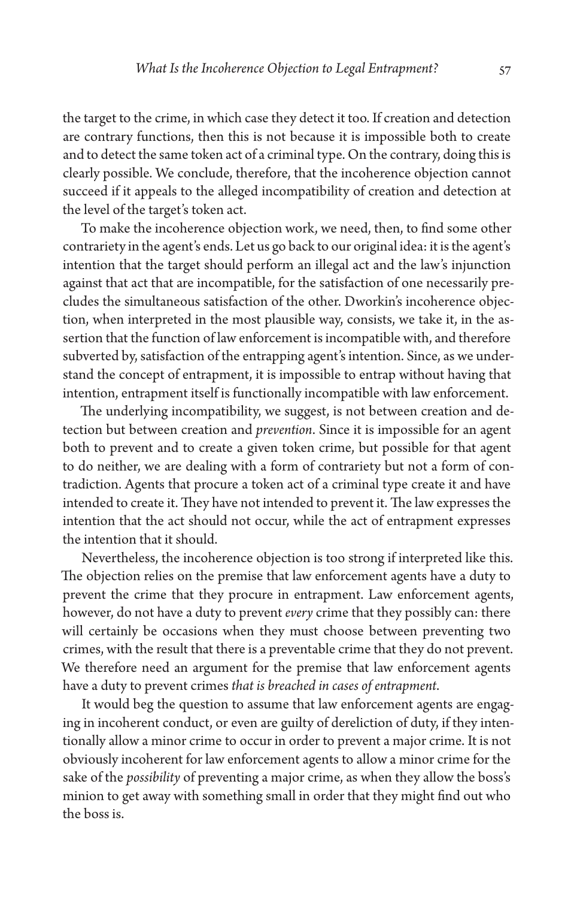the target to the crime, in which case they detect it too. If creation and detection are contrary functions, then this is not because it is impossible both to create and to detect the same token act of a criminal type. On the contrary, doing this is clearly possible. We conclude, therefore, that the incoherence objection cannot succeed if it appeals to the alleged incompatibility of creation and detection at the level of the target's token act.

To make the incoherence objection work, we need, then, to find some other contrariety in the agent's ends. Let us go back to our original idea: it is the agent's intention that the target should perform an illegal act and the law's injunction against that act that are incompatible, for the satisfaction of one necessarily precludes the simultaneous satisfaction of the other. Dworkin's incoherence objection, when interpreted in the most plausible way, consists, we take it, in the assertion that the function of law enforcement is incompatible with, and therefore subverted by, satisfaction of the entrapping agent's intention. Since, as we understand the concept of entrapment, it is impossible to entrap without having that intention, entrapment itself is functionally incompatible with law enforcement.

The underlying incompatibility, we suggest, is not between creation and detection but between creation and *prevention*. Since it is impossible for an agent both to prevent and to create a given token crime, but possible for that agent to do neither, we are dealing with a form of contrariety but not a form of contradiction. Agents that procure a token act of a criminal type create it and have intended to create it. They have not intended to prevent it. The law expresses the intention that the act should not occur, while the act of entrapment expresses the intention that it should.

Nevertheless, the incoherence objection is too strong if interpreted like this. The objection relies on the premise that law enforcement agents have a duty to prevent the crime that they procure in entrapment. Law enforcement agents, however, do not have a duty to prevent *every* crime that they possibly can: there will certainly be occasions when they must choose between preventing two crimes, with the result that there is a preventable crime that they do not prevent. We therefore need an argument for the premise that law enforcement agents have a duty to prevent crimes *that is breached in cases of entrapment*.

It would beg the question to assume that law enforcement agents are engaging in incoherent conduct, or even are guilty of dereliction of duty, if they intentionally allow a minor crime to occur in order to prevent a major crime. It is not obviously incoherent for law enforcement agents to allow a minor crime for the sake of the *possibility* of preventing a major crime, as when they allow the boss's minion to get away with something small in order that they might find out who the boss is.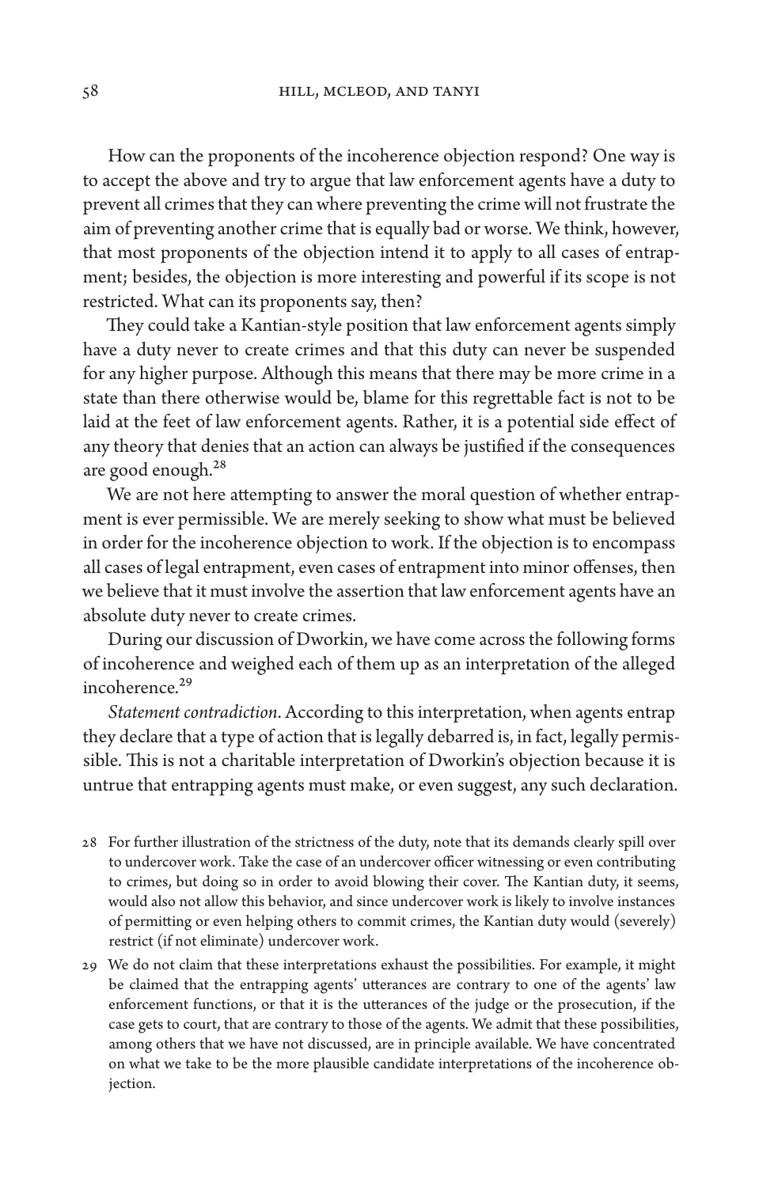How can the proponents of the incoherence objection respond? One way is to accept the above and try to argue that law enforcement agents have a duty to prevent all crimes that they can where preventing the crime will not frustrate the aim of preventing another crime that is equally bad or worse. We think, however, that most proponents of the objection intend it to apply to all cases of entrapment; besides, the objection is more interesting and powerful if its scope is not restricted. What can its proponents say, then?

They could take a Kantian-style position that law enforcement agents simply have a duty never to create crimes and that this duty can never be suspended for any higher purpose. Although this means that there may be more crime in a state than there otherwise would be, blame for this regrettable fact is not to be laid at the feet of law enforcement agents. Rather, it is a potential side effect of any theory that denies that an action can always be justified if the consequences are good enough.[28]

We are not here attempting to answer the moral question of whether entrapment is ever permissible. We are merely seeking to show what must be believed in order for the incoherence objection to work. If the objection is to encompass all cases of legal entrapment, even cases of entrapment into minor offenses, then we believe that it must involve the assertion that law enforcement agents have an absolute duty never to create crimes.

During our discussion of Dworkin, we have come across the following forms of incoherence and weighed each of them up as an interpretation of the alleged incoherence.[29]

*Statement contradiction*. According to this interpretation, when agents entrap they declare that a type of action that is legally debarred is, in fact, legally permissible. This is not a charitable interpretation of Dworkin's objection because it is untrue that entrapping agents must make, or even suggest, any such declaration.

28 For further illustration of the strictness of the duty, note that its demands clearly spill over to undercover work. Take the case of an undercover officer witnessing or even contributing to crimes, but doing so in order to avoid blowing their cover. The Kantian duty, it seems, would also not allow this behavior, and since undercover work is likely to involve instances of permitting or even helping others to commit crimes, the Kantian duty would (severely) restrict (if not eliminate) undercover work.

29 We do not claim that these interpretations exhaust the possibilities. For example, it might be claimed that the entrapping agents' utterances are contrary to one of the agents' law enforcement functions, or that it is the utterances of the judge or the prosecution, if the case gets to court, that are contrary to those of the agents. We admit that these possibilities, among others that we have not discussed, are in principle available. We have concentrated on what we take to be the more plausible candidate interpretations of the incoherence objection.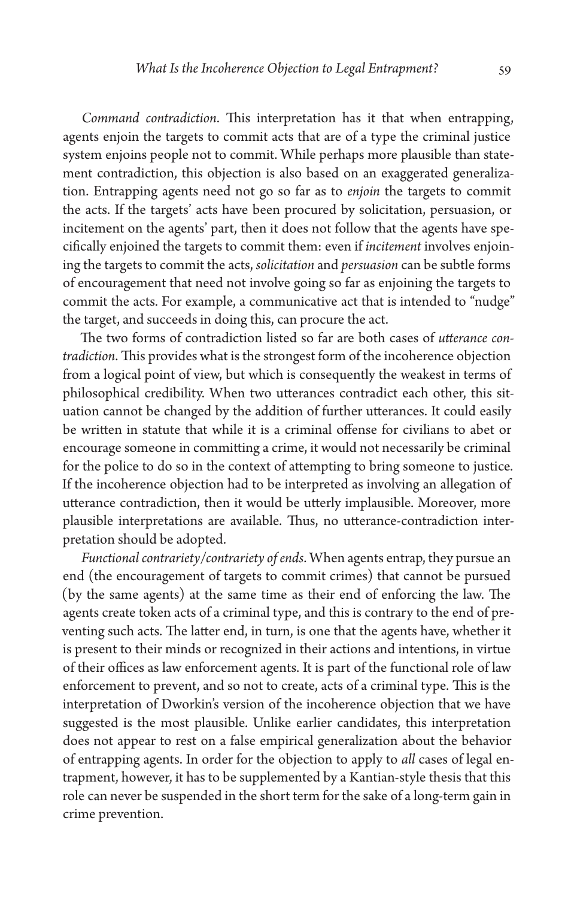*Command contradiction*. This interpretation has it that when entrapping, agents enjoin the targets to commit acts that are of a type the criminal justice system enjoins people not to commit. While perhaps more plausible than statement contradiction, this objection is also based on an exaggerated generalization. Entrapping agents need not go so far as to *enjoin* the targets to commit the acts. If the targets' acts have been procured by solicitation, persuasion, or incitement on the agents' part, then it does not follow that the agents have specifically enjoined the targets to commit them: even if *incitement* involves enjoining the targets to commit the acts, *solicitation* and *persuasion* can be subtle forms of encouragement that need not involve going so far as enjoining the targets to commit the acts. For example, a communicative act that is intended to "nudge" the target, and succeeds in doing this, can procure the act.

The two forms of contradiction listed so far are both cases of *utterance contradiction*. This provides what is the strongest form of the incoherence objection from a logical point of view, but which is consequently the weakest in terms of philosophical credibility. When two utterances contradict each other, this situation cannot be changed by the addition of further utterances. It could easily be written in statute that while it is a criminal offense for civilians to abet or encourage someone in committing a crime, it would not necessarily be criminal for the police to do so in the context of attempting to bring someone to justice. If the incoherence objection had to be interpreted as involving an allegation of utterance contradiction, then it would be utterly implausible. Moreover, more plausible interpretations are available. Thus, no utterance-contradiction interpretation should be adopted.

*Functional contrariety/contrariety of ends*. When agents entrap, they pursue an end (the encouragement of targets to commit crimes) that cannot be pursued (by the same agents) at the same time as their end of enforcing the law. The agents create token acts of a criminal type, and this is contrary to the end of preventing such acts. The latter end, in turn, is one that the agents have, whether it is present to their minds or recognized in their actions and intentions, in virtue of their offices as law enforcement agents. It is part of the functional role of law enforcement to prevent, and so not to create, acts of a criminal type. This is the interpretation of Dworkin's version of the incoherence objection that we have suggested is the most plausible. Unlike earlier candidates, this interpretation does not appear to rest on a false empirical generalization about the behavior of entrapping agents. In order for the objection to apply to *all* cases of legal entrapment, however, it has to be supplemented by a Kantian-style thesis that this role can never be suspended in the short term for the sake of a long-term gain in crime prevention.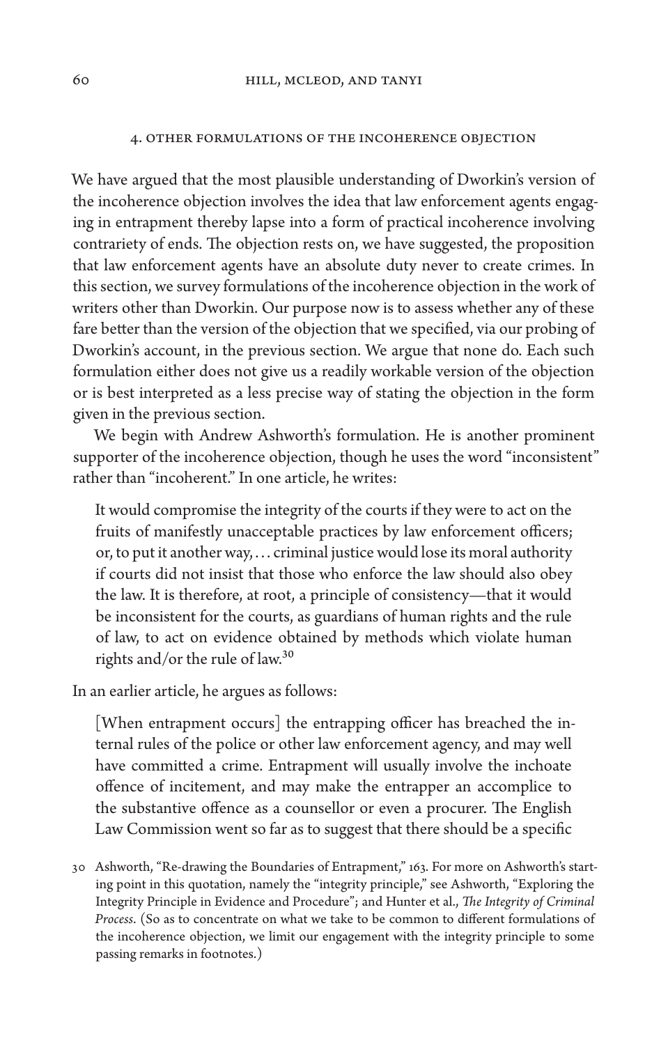## 4. Other Formulations of the Incoherence Objection

We have argued that the most plausible understanding of Dworkin's version of the incoherence objection involves the idea that law enforcement agents engaging in entrapment thereby lapse into a form of practical incoherence involving contrariety of ends. The objection rests on, we have suggested, the proposition that law enforcement agents have an absolute duty never to create crimes. In this section, we survey formulations of the incoherence objection in the work of writers other than Dworkin. Our purpose now is to assess whether any of these fare better than the version of the objection that we specified, via our probing of Dworkin's account, in the previous section. We argue that none do. Each such formulation either does not give us a readily workable version of the objection or is best interpreted as a less precise way of stating the objection in the form given in the previous section.

We begin with Andrew Ashworth's formulation. He is another prominent supporter of the incoherence objection, though he uses the word "inconsistent" rather than "incoherent." In one article, he writes:

> It would compromise the integrity of the courts if they were to act on the fruits of manifestly unacceptable practices by law enforcement officers; or, to put it another way, . . . criminal justice would lose its moral authority if courts did not insist that those who enforce the law should also obey the law. It is therefore, at root, a principle of consistency—that it would be inconsistent for the courts, as guardians of human rights and the rule of law, to act on evidence obtained by methods which violate human rights and/or the rule of law.[30]

In an earlier article, he argues as follows:

> [When entrapment occurs] the entrapping officer has breached the internal rules of the police or other law enforcement agency, and may well have committed a crime. Entrapment will usually involve the inchoate offence of incitement, and may make the entrapper an accomplice to the substantive offence as a counsellor or even a procurer. The English Law Commission went so far as to suggest that there should be a specific

30 Ashworth, "Re-drawing the Boundaries of Entrapment," 163. For more on Ashworth's starting point in this quotation, namely the "integrity principle," see Ashworth, "Exploring the Integrity Principle in Evidence and Procedure"; and Hunter et al., *The Integrity of Criminal Process*. (So as to concentrate on what we take to be common to different formulations of the incoherence objection, we limit our engagement with the integrity principle to some passing remarks in footnotes.)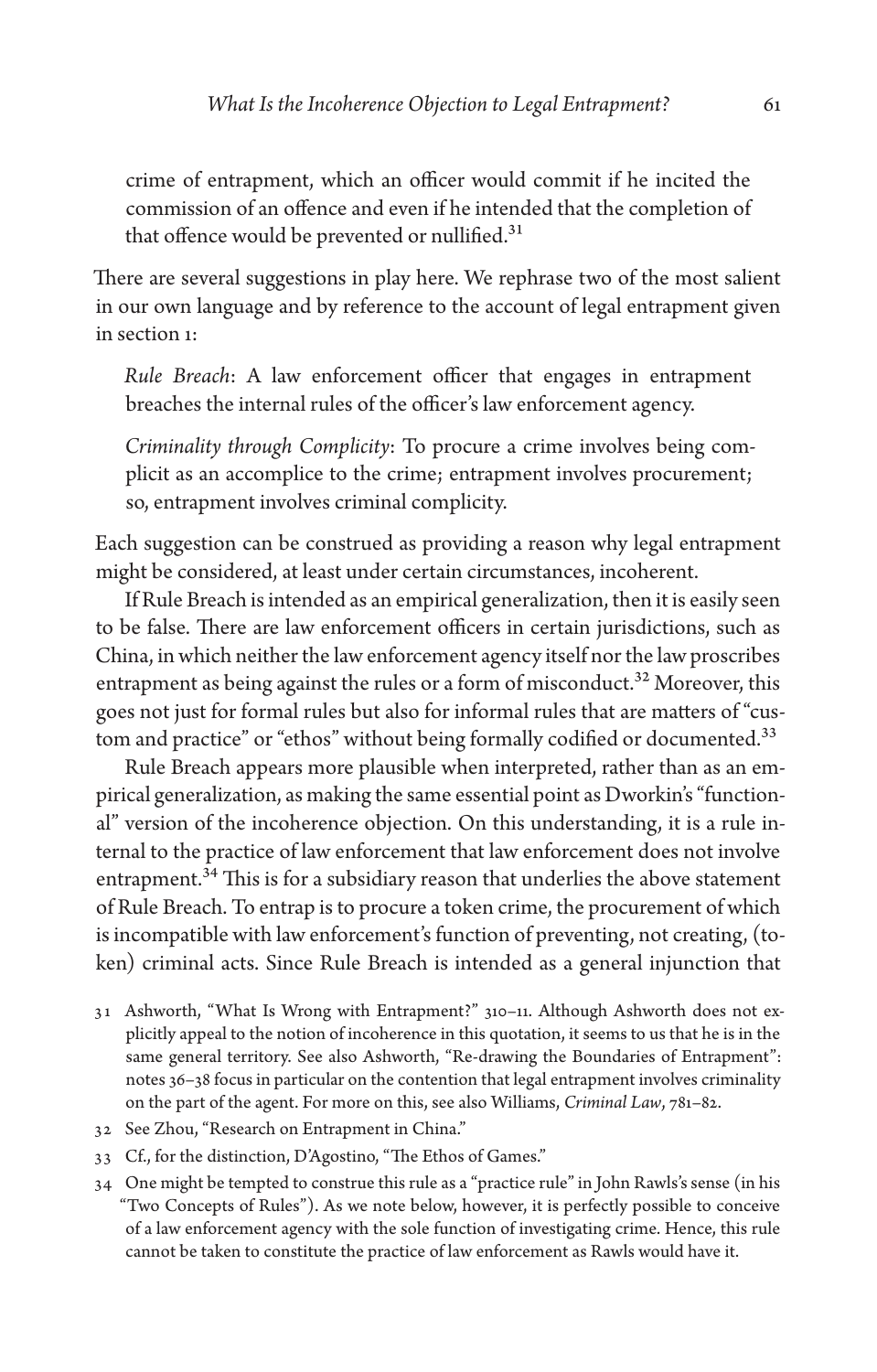crime of entrapment, which an officer would commit if he incited the commission of an offence and even if he intended that the completion of that offence would be prevented or nullified.[31]

There are several suggestions in play here. We rephrase two of the most salient in our own language and by reference to the account of legal entrapment given in section 1:

> *Rule Breach*: A law enforcement officer that engages in entrapment breaches the internal rules of the officer's law enforcement agency.
>
> *Criminality through Complicity*: To procure a crime involves being complicit as an accomplice to the crime; entrapment involves procurement; so, entrapment involves criminal complicity.

Each suggestion can be construed as providing a reason why legal entrapment might be considered, at least under certain circumstances, incoherent.

If Rule Breach is intended as an empirical generalization, then it is easily seen to be false. There are law enforcement officers in certain jurisdictions, such as China, in which neither the law enforcement agency itself nor the law proscribes entrapment as being against the rules or a form of misconduct.[32] Moreover, this goes not just for formal rules but also for informal rules that are matters of "custom and practice" or "ethos" without being formally codified or documented.[33]

Rule Breach appears more plausible when interpreted, rather than as an empirical generalization, as making the same essential point as Dworkin's "functional" version of the incoherence objection. On this understanding, it is a rule internal to the practice of law enforcement that law enforcement does not involve entrapment.[34] This is for a subsidiary reason that underlies the above statement of Rule Breach. To entrap is to procure a token crime, the procurement of which is incompatible with law enforcement's function of preventing, not creating, (token) criminal acts. Since Rule Breach is intended as a general injunction that

31 Ashworth, "What Is Wrong with Entrapment?" 310–11. Although Ashworth does not explicitly appeal to the notion of incoherence in this quotation, it seems to us that he is in the same general territory. See also Ashworth, "Re-drawing the Boundaries of Entrapment": notes 36–38 focus in particular on the contention that legal entrapment involves criminality on the part of the agent. For more on this, see also Williams, *Criminal Law*, 781–82.

32 See Zhou, "Research on Entrapment in China."

33 Cf., for the distinction, D'Agostino, "The Ethos of Games."

34 One might be tempted to construe this rule as a "practice rule" in John Rawls's sense (in his "Two Concepts of Rules"). As we note below, however, it is perfectly possible to conceive of a law enforcement agency with the sole function of investigating crime. Hence, this rule cannot be taken to constitute the practice of law enforcement as Rawls would have it.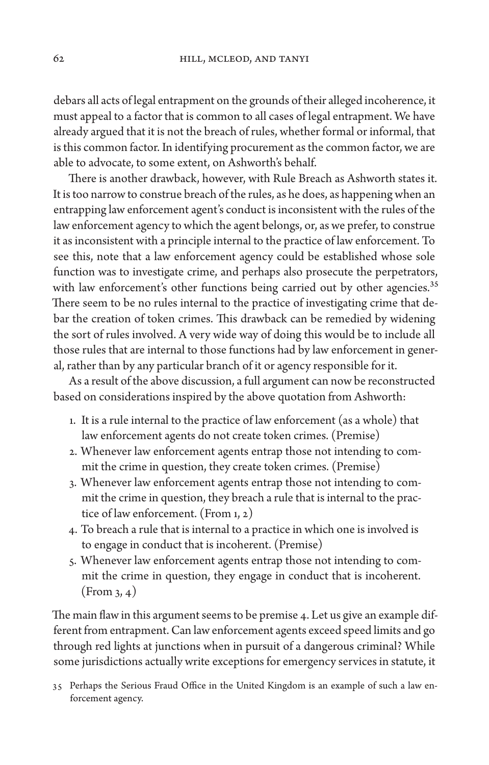debars all acts of legal entrapment on the grounds of their alleged incoherence, it must appeal to a factor that is common to all cases of legal entrapment. We have already argued that it is not the breach of rules, whether formal or informal, that is this common factor. In identifying procurement as the common factor, we are able to advocate, to some extent, on Ashworth's behalf.

There is another drawback, however, with Rule Breach as Ashworth states it. It is too narrow to construe breach of the rules, as he does, as happening when an entrapping law enforcement agent's conduct is inconsistent with the rules of the law enforcement agency to which the agent belongs, or, as we prefer, to construe it as inconsistent with a principle internal to the practice of law enforcement. To see this, note that a law enforcement agency could be established whose sole function was to investigate crime, and perhaps also prosecute the perpetrators, with law enforcement's other functions being carried out by other agencies.[35] There seem to be no rules internal to the practice of investigating crime that debar the creation of token crimes. This drawback can be remedied by widening the sort of rules involved. A very wide way of doing this would be to include all those rules that are internal to those functions had by law enforcement in general, rather than by any particular branch of it or agency responsible for it.

As a result of the above discussion, a full argument can now be reconstructed based on considerations inspired by the above quotation from Ashworth:

1. It is a rule internal to the practice of law enforcement (as a whole) that law enforcement agents do not create token crimes. (Premise)
2. Whenever law enforcement agents entrap those not intending to commit the crime in question, they create token crimes. (Premise)
3. Whenever law enforcement agents entrap those not intending to commit the crime in question, they breach a rule that is internal to the practice of law enforcement. (From 1, 2)
4. To breach a rule that is internal to a practice in which one is involved is to engage in conduct that is incoherent. (Premise)
5. Whenever law enforcement agents entrap those not intending to commit the crime in question, they engage in conduct that is incoherent. (From 3, 4)

The main flaw in this argument seems to be premise 4. Let us give an example different from entrapment. Can law enforcement agents exceed speed limits and go through red lights at junctions when in pursuit of a dangerous criminal? While some jurisdictions actually write exceptions for emergency services in statute, it

35 Perhaps the Serious Fraud Office in the United Kingdom is an example of such a law enforcement agency.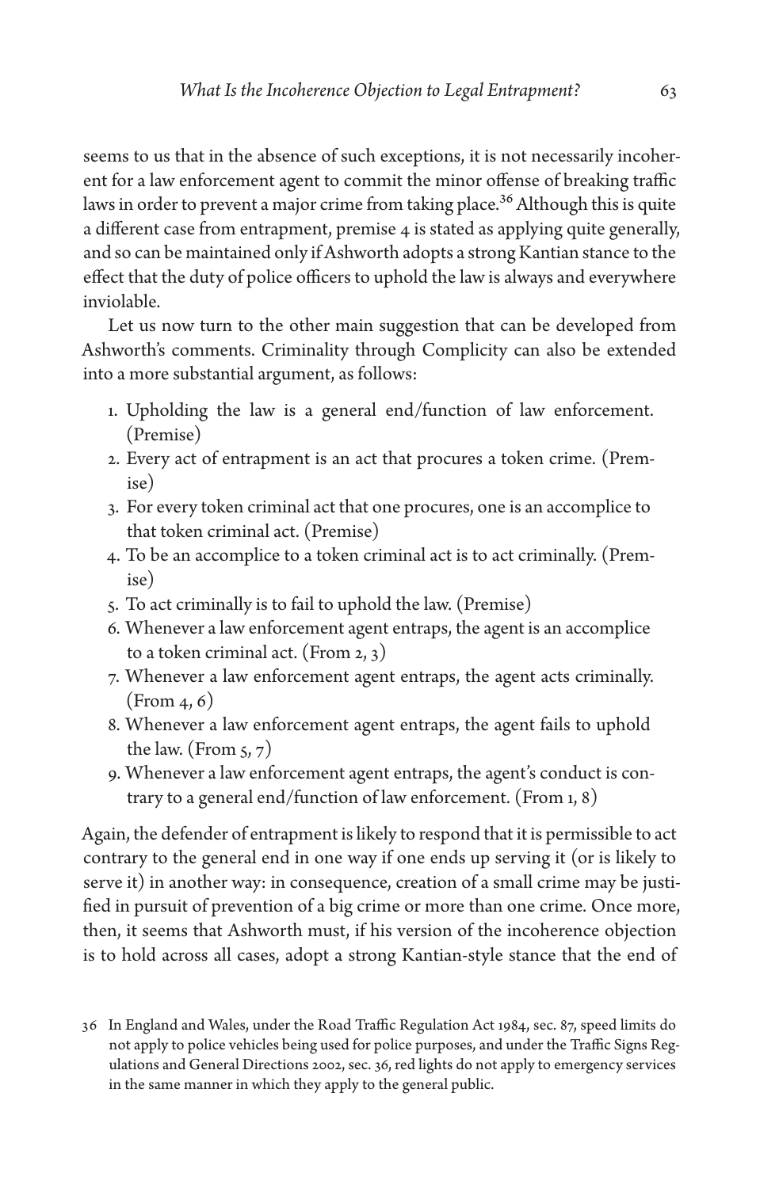seems to us that in the absence of such exceptions, it is not necessarily incoherent for a law enforcement agent to commit the minor offense of breaking traffic laws in order to prevent a major crime from taking place.[36] Although this is quite a different case from entrapment, premise 4 is stated as applying quite generally, and so can be maintained only if Ashworth adopts a strong Kantian stance to the effect that the duty of police officers to uphold the law is always and everywhere inviolable.

Let us now turn to the other main suggestion that can be developed from Ashworth's comments. Criminality through Complicity can also be extended into a more substantial argument, as follows:

1. Upholding the law is a general end/function of law enforcement. (Premise)
2. Every act of entrapment is an act that procures a token crime. (Premise)
3. For every token criminal act that one procures, one is an accomplice to that token criminal act. (Premise)
4. To be an accomplice to a token criminal act is to act criminally. (Premise)
5. To act criminally is to fail to uphold the law. (Premise)
6. Whenever a law enforcement agent entraps, the agent is an accomplice to a token criminal act. (From 2, 3)
7. Whenever a law enforcement agent entraps, the agent acts criminally. (From 4, 6)
8. Whenever a law enforcement agent entraps, the agent fails to uphold the law. (From 5, 7)
9. Whenever a law enforcement agent entraps, the agent's conduct is contrary to a general end/function of law enforcement. (From 1, 8)

Again, the defender of entrapment is likely to respond that it is permissible to act contrary to the general end in one way if one ends up serving it (or is likely to serve it) in another way: in consequence, creation of a small crime may be justified in pursuit of prevention of a big crime or more than one crime. Once more, then, it seems that Ashworth must, if his version of the incoherence objection is to hold across all cases, adopt a strong Kantian-style stance that the end of

36 In England and Wales, under the Road Traffic Regulation Act 1984, sec. 87, speed limits do not apply to police vehicles being used for police purposes, and under the Traffic Signs Regulations and General Directions 2002, sec. 36, red lights do not apply to emergency services in the same manner in which they apply to the general public.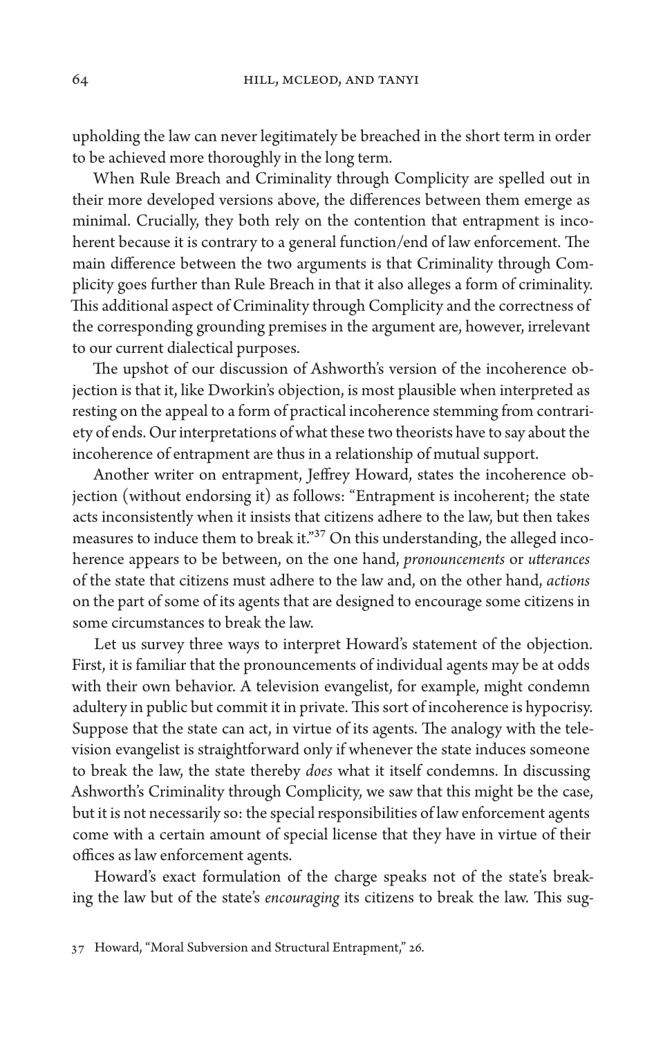upholding the law can never legitimately be breached in the short term in order to be achieved more thoroughly in the long term.

When Rule Breach and Criminality through Complicity are spelled out in their more developed versions above, the differences between them emerge as minimal. Crucially, they both rely on the contention that entrapment is incoherent because it is contrary to a general function/end of law enforcement. The main difference between the two arguments is that Criminality through Complicity goes further than Rule Breach in that it also alleges a form of criminality. This additional aspect of Criminality through Complicity and the correctness of the corresponding grounding premises in the argument are, however, irrelevant to our current dialectical purposes.

The upshot of our discussion of Ashworth's version of the incoherence objection is that it, like Dworkin's objection, is most plausible when interpreted as resting on the appeal to a form of practical incoherence stemming from contrariety of ends. Our interpretations of what these two theorists have to say about the incoherence of entrapment are thus in a relationship of mutual support.

Another writer on entrapment, Jeffrey Howard, states the incoherence objection (without endorsing it) as follows: "Entrapment is incoherent; the state acts inconsistently when it insists that citizens adhere to the law, but then takes measures to induce them to break it."[37] On this understanding, the alleged incoherence appears to be between, on the one hand, *pronouncements* or *utterances* of the state that citizens must adhere to the law and, on the other hand, *actions* on the part of some of its agents that are designed to encourage some citizens in some circumstances to break the law.

Let us survey three ways to interpret Howard's statement of the objection. First, it is familiar that the pronouncements of individual agents may be at odds with their own behavior. A television evangelist, for example, might condemn adultery in public but commit it in private. This sort of incoherence is hypocrisy. Suppose that the state can act, in virtue of its agents. The analogy with the television evangelist is straightforward only if whenever the state induces someone to break the law, the state thereby *does* what it itself condemns. In discussing Ashworth's Criminality through Complicity, we saw that this might be the case, but it is not necessarily so: the special responsibilities of law enforcement agents come with a certain amount of special license that they have in virtue of their offices as law enforcement agents.

Howard's exact formulation of the charge speaks not of the state's breaking the law but of the state's *encouraging* its citizens to break the law. This sug-

37 Howard, "Moral Subversion and Structural Entrapment," 26.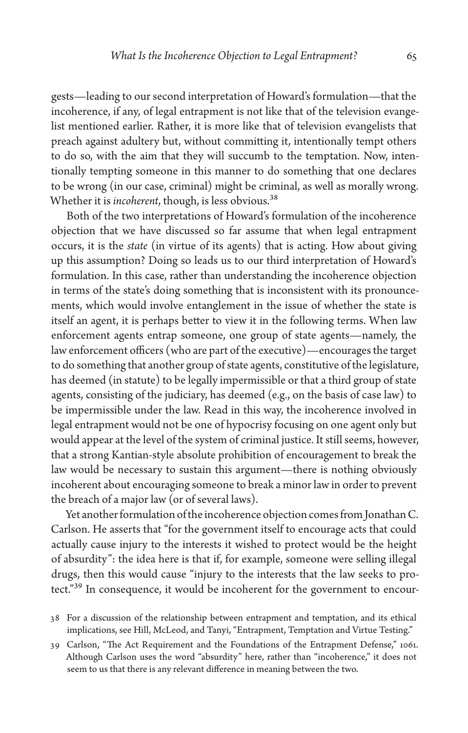gests—leading to our second interpretation of Howard's formulation—that the incoherence, if any, of legal entrapment is not like that of the television evangelist mentioned earlier. Rather, it is more like that of television evangelists that preach against adultery but, without committing it, intentionally tempt others to do so, with the aim that they will succumb to the temptation. Now, intentionally tempting someone in this manner to do something that one declares to be wrong (in our case, criminal) might be criminal, as well as morally wrong. Whether it is *incoherent*, though, is less obvious.[38]

Both of the two interpretations of Howard's formulation of the incoherence objection that we have discussed so far assume that when legal entrapment occurs, it is the *state* (in virtue of its agents) that is acting. How about giving up this assumption? Doing so leads us to our third interpretation of Howard's formulation. In this case, rather than understanding the incoherence objection in terms of the state's doing something that is inconsistent with its pronouncements, which would involve entanglement in the issue of whether the state is itself an agent, it is perhaps better to view it in the following terms. When law enforcement agents entrap someone, one group of state agents—namely, the law enforcement officers (who are part of the executive)—encourages the target to do something that another group of state agents, constitutive of the legislature, has deemed (in statute) to be legally impermissible or that a third group of state agents, consisting of the judiciary, has deemed (e.g., on the basis of case law) to be impermissible under the law. Read in this way, the incoherence involved in legal entrapment would not be one of hypocrisy focusing on one agent only but would appear at the level of the system of criminal justice. It still seems, however, that a strong Kantian-style absolute prohibition of encouragement to break the law would be necessary to sustain this argument—there is nothing obviously incoherent about encouraging someone to break a minor law in order to prevent the breach of a major law (or of several laws).

Yet another formulation of the incoherence objection comes from Jonathan C. Carlson. He asserts that "for the government itself to encourage acts that could actually cause injury to the interests it wished to protect would be the height of absurdity": the idea here is that if, for example, someone were selling illegal drugs, then this would cause "injury to the interests that the law seeks to protect."[39] In consequence, it would be incoherent for the government to encour-

38 For a discussion of the relationship between entrapment and temptation, and its ethical implications, see Hill, McLeod, and Tanyi, "Entrapment, Temptation and Virtue Testing."

39 Carlson, "The Act Requirement and the Foundations of the Entrapment Defense," 1061. Although Carlson uses the word "absurdity" here, rather than "incoherence," it does not seem to us that there is any relevant difference in meaning between the two.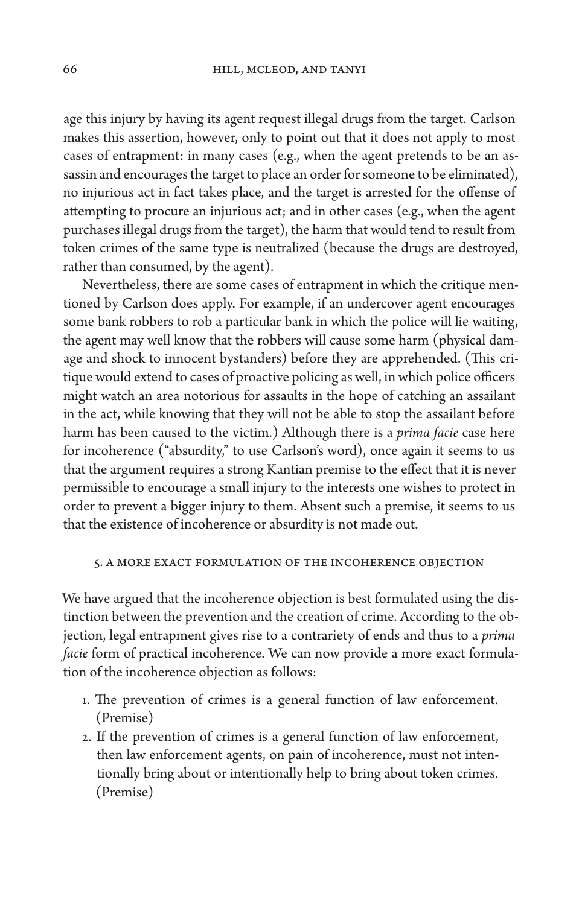age this injury by having its agent request illegal drugs from the target. Carlson makes this assertion, however, only to point out that it does not apply to most cases of entrapment: in many cases (e.g., when the agent pretends to be an assassin and encourages the target to place an order for someone to be eliminated), no injurious act in fact takes place, and the target is arrested for the offense of attempting to procure an injurious act; and in other cases (e.g., when the agent purchases illegal drugs from the target), the harm that would tend to result from token crimes of the same type is neutralized (because the drugs are destroyed, rather than consumed, by the agent).

Nevertheless, there are some cases of entrapment in which the critique mentioned by Carlson does apply. For example, if an undercover agent encourages some bank robbers to rob a particular bank in which the police will lie waiting, the agent may well know that the robbers will cause some harm (physical damage and shock to innocent bystanders) before they are apprehended. (This critique would extend to cases of proactive policing as well, in which police officers might watch an area notorious for assaults in the hope of catching an assailant in the act, while knowing that they will not be able to stop the assailant before harm has been caused to the victim.) Although there is a *prima facie* case here for incoherence ("absurdity," to use Carlson's word), once again it seems to us that the argument requires a strong Kantian premise to the effect that it is never permissible to encourage a small injury to the interests one wishes to protect in order to prevent a bigger injury to them. Absent such a premise, it seems to us that the existence of incoherence or absurdity is not made out.

## 5. A More Exact Formulation of the Incoherence Objection

We have argued that the incoherence objection is best formulated using the distinction between the prevention and the creation of crime. According to the objection, legal entrapment gives rise to a contrariety of ends and thus to a *prima facie* form of practical incoherence. We can now provide a more exact formulation of the incoherence objection as follows:

1. The prevention of crimes is a general function of law enforcement. (Premise)
2. If the prevention of crimes is a general function of law enforcement, then law enforcement agents, on pain of incoherence, must not intentionally bring about or intentionally help to bring about token crimes. (Premise)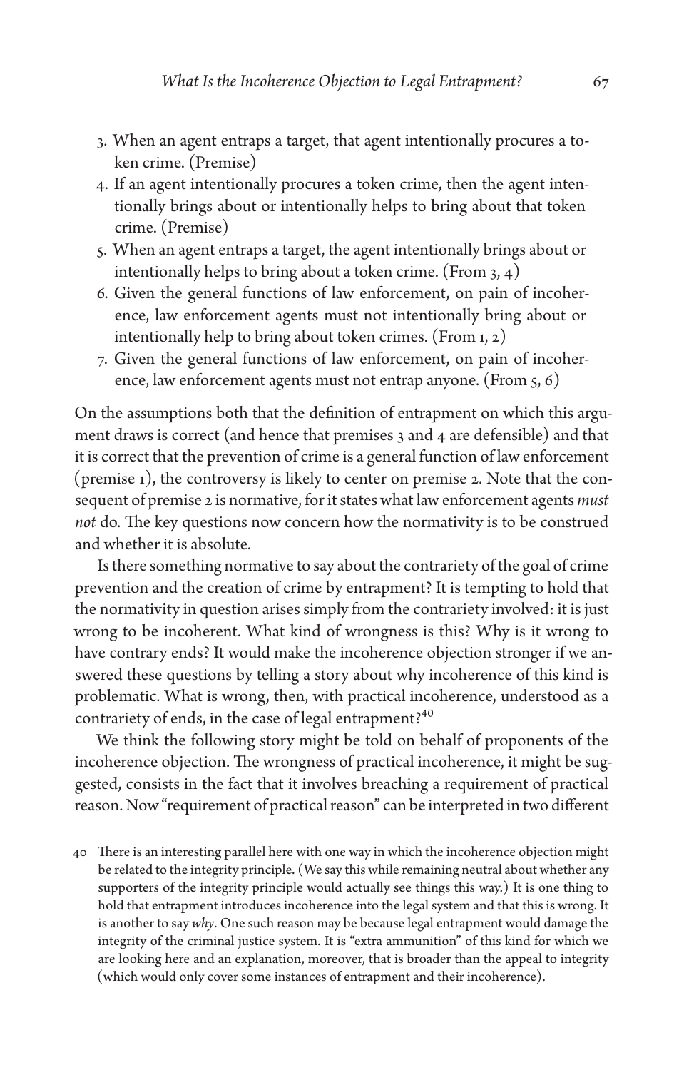3. When an agent entraps a target, that agent intentionally procures a token crime. (Premise)
4. If an agent intentionally procures a token crime, then the agent intentionally brings about or intentionally helps to bring about that token crime. (Premise)
5. When an agent entraps a target, the agent intentionally brings about or intentionally helps to bring about a token crime. (From 3, 4)
6. Given the general functions of law enforcement, on pain of incoherence, law enforcement agents must not intentionally bring about or intentionally help to bring about token crimes. (From 1, 2)
7. Given the general functions of law enforcement, on pain of incoherence, law enforcement agents must not entrap anyone. (From 5, 6)

On the assumptions both that the definition of entrapment on which this argument draws is correct (and hence that premises 3 and 4 are defensible) and that it is correct that the prevention of crime is a general function of law enforcement (premise 1), the controversy is likely to center on premise 2. Note that the consequent of premise 2 is normative, for it states what law enforcement agents *must not* do. The key questions now concern how the normativity is to be construed and whether it is absolute.

Is there something normative to say about the contrariety of the goal of crime prevention and the creation of crime by entrapment? It is tempting to hold that the normativity in question arises simply from the contrariety involved: it is just wrong to be incoherent. What kind of wrongness is this? Why is it wrong to have contrary ends? It would make the incoherence objection stronger if we answered these questions by telling a story about why incoherence of this kind is problematic. What is wrong, then, with practical incoherence, understood as a contrariety of ends, in the case of legal entrapment?[40]

We think the following story might be told on behalf of proponents of the incoherence objection. The wrongness of practical incoherence, it might be suggested, consists in the fact that it involves breaching a requirement of practical reason. Now "requirement of practical reason" can be interpreted in two different

40 There is an interesting parallel here with one way in which the incoherence objection might be related to the integrity principle. (We say this while remaining neutral about whether any supporters of the integrity principle would actually see things this way.) It is one thing to hold that entrapment introduces incoherence into the legal system and that this is wrong. It is another to say *why*. One such reason may be because legal entrapment would damage the integrity of the criminal justice system. It is "extra ammunition" of this kind for which we are looking here and an explanation, moreover, that is broader than the appeal to integrity (which would only cover some instances of entrapment and their incoherence).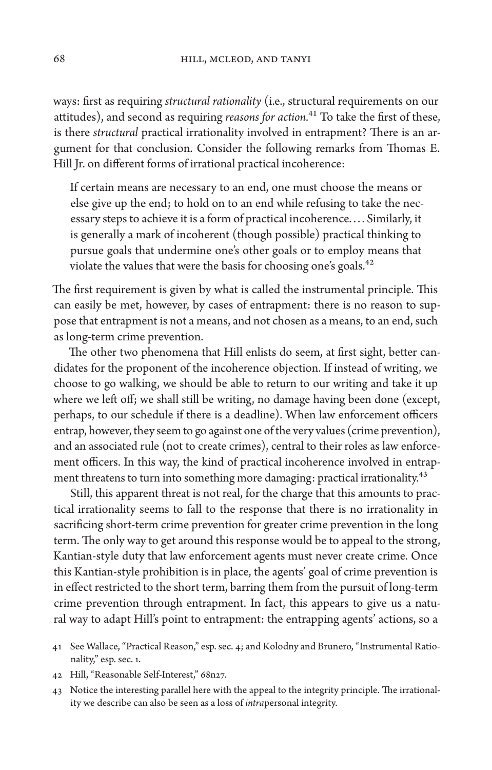ways: first as requiring *structural rationality* (i.e., structural requirements on our attitudes), and second as requiring *reasons for action*.[41] To take the first of these, is there *structural* practical irrationality involved in entrapment? There is an argument for that conclusion. Consider the following remarks from Thomas E. Hill Jr. on different forms of irrational practical incoherence:

> If certain means are necessary to an end, one must choose the means or else give up the end; to hold on to an end while refusing to take the necessary steps to achieve it is a form of practical incoherence. . . . Similarly, it is generally a mark of incoherent (though possible) practical thinking to pursue goals that undermine one's other goals or to employ means that violate the values that were the basis for choosing one's goals.[42]

The first requirement is given by what is called the instrumental principle. This can easily be met, however, by cases of entrapment: there is no reason to suppose that entrapment is not a means, and not chosen as a means, to an end, such as long-term crime prevention.

The other two phenomena that Hill enlists do seem, at first sight, better candidates for the proponent of the incoherence objection. If instead of writing, we choose to go walking, we should be able to return to our writing and take it up where we left off; we shall still be writing, no damage having been done (except, perhaps, to our schedule if there is a deadline). When law enforcement officers entrap, however, they seem to go against one of the very values (crime prevention), and an associated rule (not to create crimes), central to their roles as law enforcement officers. In this way, the kind of practical incoherence involved in entrapment threatens to turn into something more damaging: practical irrationality.[43]

Still, this apparent threat is not real, for the charge that this amounts to practical irrationality seems to fall to the response that there is no irrationality in sacrificing short-term crime prevention for greater crime prevention in the long term. The only way to get around this response would be to appeal to the strong, Kantian-style duty that law enforcement agents must never create crime. Once this Kantian-style prohibition is in place, the agents' goal of crime prevention is in effect restricted to the short term, barring them from the pursuit of long-term crime prevention through entrapment. In fact, this appears to give us a natural way to adapt Hill's point to entrapment: the entrapping agents' actions, so a

41 See Wallace, "Practical Reason," esp. sec. 4; and Kolodny and Brunero, "Instrumental Rationality," esp. sec. 1.

42 Hill, "Reasonable Self-Interest," 68n27.

43 Notice the interesting parallel here with the appeal to the integrity principle. The irrationality we describe can also be seen as a loss of *intra*personal integrity.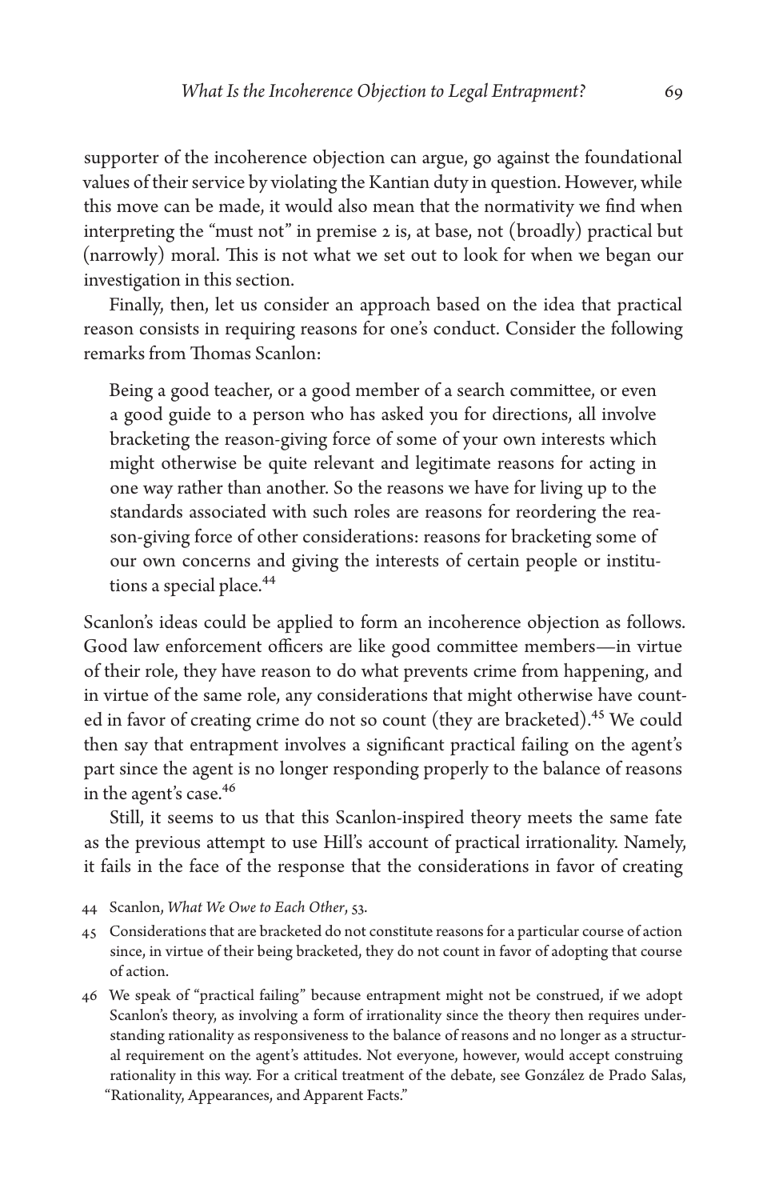supporter of the incoherence objection can argue, go against the foundational values of their service by violating the Kantian duty in question. However, while this move can be made, it would also mean that the normativity we find when interpreting the "must not" in premise 2 is, at base, not (broadly) practical but (narrowly) moral. This is not what we set out to look for when we began our investigation in this section.

Finally, then, let us consider an approach based on the idea that practical reason consists in requiring reasons for one's conduct. Consider the following remarks from Thomas Scanlon:

> Being a good teacher, or a good member of a search committee, or even a good guide to a person who has asked you for directions, all involve bracketing the reason-giving force of some of your own interests which might otherwise be quite relevant and legitimate reasons for acting in one way rather than another. So the reasons we have for living up to the standards associated with such roles are reasons for reordering the reason-giving force of other considerations: reasons for bracketing some of our own concerns and giving the interests of certain people or institutions a special place.[44]

Scanlon's ideas could be applied to form an incoherence objection as follows. Good law enforcement officers are like good committee members—in virtue of their role, they have reason to do what prevents crime from happening, and in virtue of the same role, any considerations that might otherwise have counted in favor of creating crime do not so count (they are bracketed).[45] We could then say that entrapment involves a significant practical failing on the agent's part since the agent is no longer responding properly to the balance of reasons in the agent's case.[46]

Still, it seems to us that this Scanlon-inspired theory meets the same fate as the previous attempt to use Hill's account of practical irrationality. Namely, it fails in the face of the response that the considerations in favor of creating

44 Scanlon, *What We Owe to Each Other*, 53.

45 Considerations that are bracketed do not constitute reasons for a particular course of action since, in virtue of their being bracketed, they do not count in favor of adopting that course of action.

46 We speak of "practical failing" because entrapment might not be construed, if we adopt Scanlon's theory, as involving a form of irrationality since the theory then requires understanding rationality as responsiveness to the balance of reasons and no longer as a structural requirement on the agent's attitudes. Not everyone, however, would accept construing rationality in this way. For a critical treatment of the debate, see González de Prado Salas, "Rationality, Appearances, and Apparent Facts."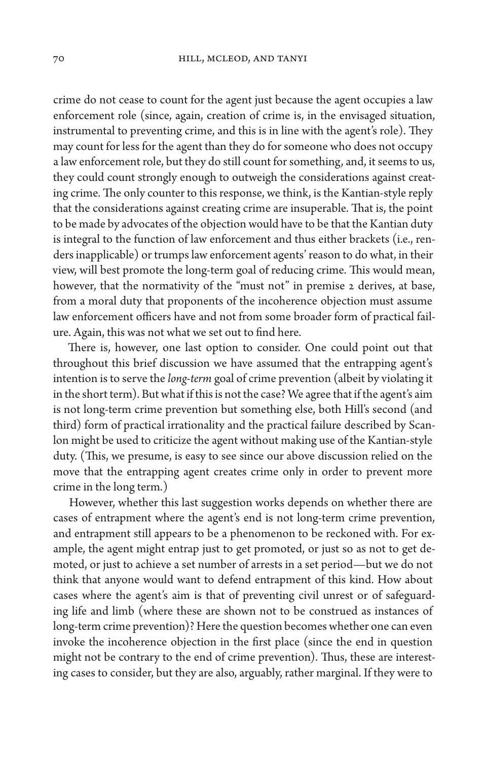crime do not cease to count for the agent just because the agent occupies a law enforcement role (since, again, creation of crime is, in the envisaged situation, instrumental to preventing crime, and this is in line with the agent's role). They may count for less for the agent than they do for someone who does not occupy a law enforcement role, but they do still count for something, and, it seems to us, they could count strongly enough to outweigh the considerations against creating crime. The only counter to this response, we think, is the Kantian-style reply that the considerations against creating crime are insuperable. That is, the point to be made by advocates of the objection would have to be that the Kantian duty is integral to the function of law enforcement and thus either brackets (i.e., renders inapplicable) or trumps law enforcement agents' reason to do what, in their view, will best promote the long-term goal of reducing crime. This would mean, however, that the normativity of the "must not" in premise 2 derives, at base, from a moral duty that proponents of the incoherence objection must assume law enforcement officers have and not from some broader form of practical failure. Again, this was not what we set out to find here.

There is, however, one last option to consider. One could point out that throughout this brief discussion we have assumed that the entrapping agent's intention is to serve the *long-term* goal of crime prevention (albeit by violating it in the short term). But what if this is not the case? We agree that if the agent's aim is not long-term crime prevention but something else, both Hill's second (and third) form of practical irrationality and the practical failure described by Scanlon might be used to criticize the agent without making use of the Kantian-style duty. (This, we presume, is easy to see since our above discussion relied on the move that the entrapping agent creates crime only in order to prevent more crime in the long term.)

However, whether this last suggestion works depends on whether there are cases of entrapment where the agent's end is not long-term crime prevention, and entrapment still appears to be a phenomenon to be reckoned with. For example, the agent might entrap just to get promoted, or just so as not to get demoted, or just to achieve a set number of arrests in a set period—but we do not think that anyone would want to defend entrapment of this kind. How about cases where the agent's aim is that of preventing civil unrest or of safeguarding life and limb (where these are shown not to be construed as instances of long-term crime prevention)? Here the question becomes whether one can even invoke the incoherence objection in the first place (since the end in question might not be contrary to the end of crime prevention). Thus, these are interesting cases to consider, but they are also, arguably, rather marginal. If they were to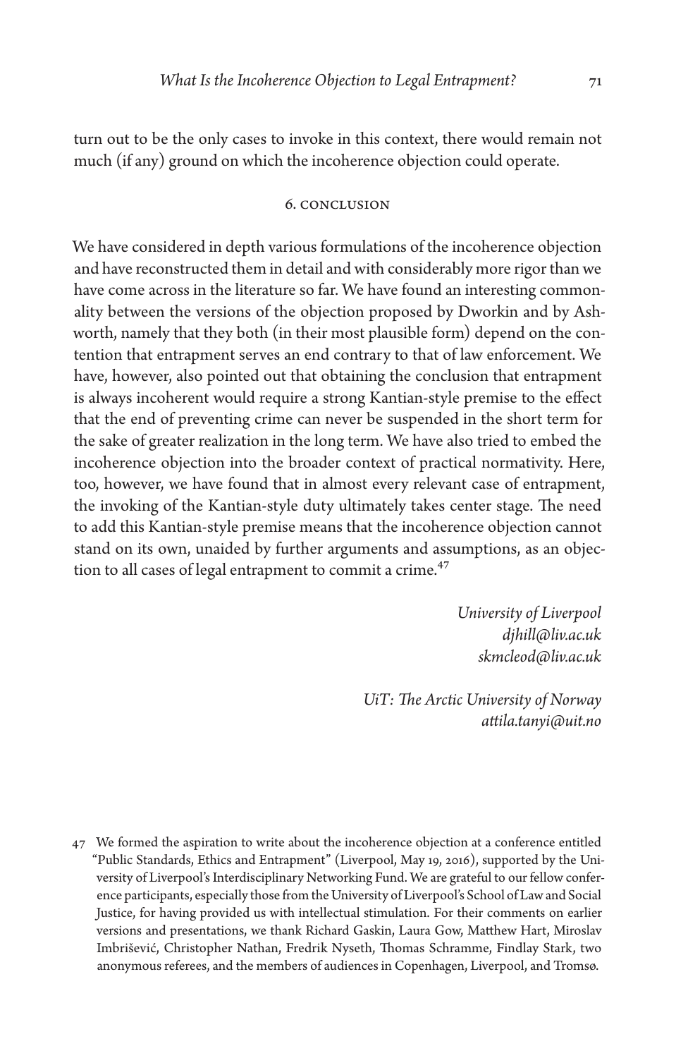turn out to be the only cases to invoke in this context, there would remain not much (if any) ground on which the incoherence objection could operate.

## 6. Conclusion

We have considered in depth various formulations of the incoherence objection and have reconstructed them in detail and with considerably more rigor than we have come across in the literature so far. We have found an interesting commonality between the versions of the objection proposed by Dworkin and by Ashworth, namely that they both (in their most plausible form) depend on the contention that entrapment serves an end contrary to that of law enforcement. We have, however, also pointed out that obtaining the conclusion that entrapment is always incoherent would require a strong Kantian-style premise to the effect that the end of preventing crime can never be suspended in the short term for the sake of greater realization in the long term. We have also tried to embed the incoherence objection into the broader context of practical normativity. Here, too, however, we have found that in almost every relevant case of entrapment, the invoking of the Kantian-style duty ultimately takes center stage. The need to add this Kantian-style premise means that the incoherence objection cannot stand on its own, unaided by further arguments and assumptions, as an objection to all cases of legal entrapment to commit a crime.[47]

*University of Liverpool*
*djhill@liv.ac.uk*
*skmcleod@liv.ac.uk*

*UiT: The Arctic University of Norway*
*attila.tanyi@uit.no*

---

47 We formed the aspiration to write about the incoherence objection at a conference entitled "Public Standards, Ethics and Entrapment" (Liverpool, May 19, 2016), supported by the University of Liverpool's Interdisciplinary Networking Fund. We are grateful to our fellow conference participants, especially those from the University of Liverpool's School of Law and Social Justice, for having provided us with intellectual stimulation. For their comments on earlier versions and presentations, we thank Richard Gaskin, Laura Gow, Matthew Hart, Miroslav Imbrišević, Christopher Nathan, Fredrik Nyseth, Thomas Schramme, Findlay Stark, two anonymous referees, and the members of audiences in Copenhagen, Liverpool, and Tromsø.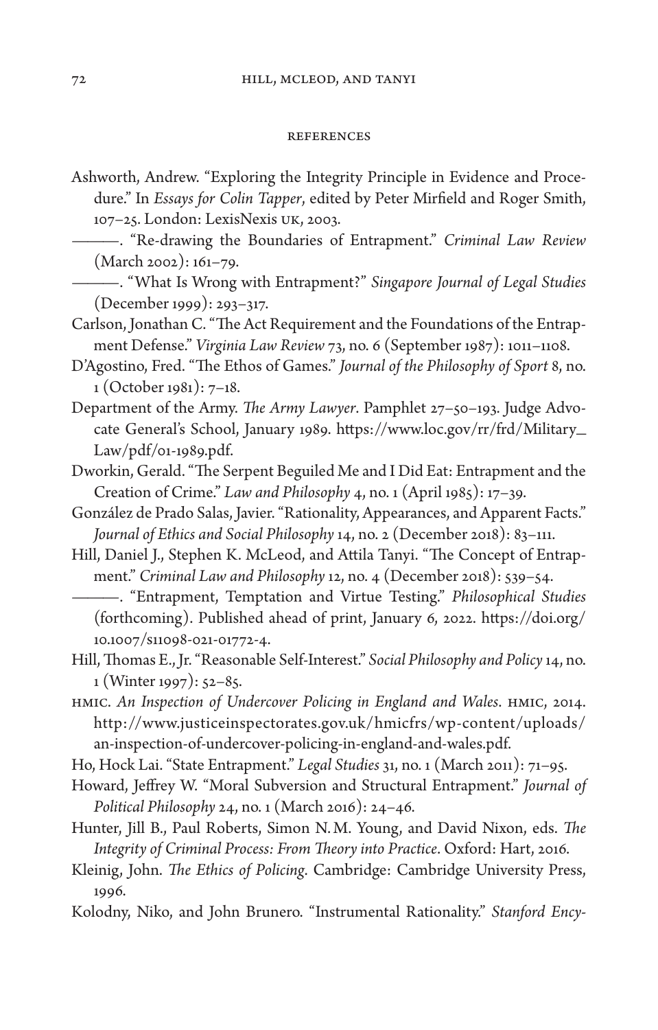## References

Ashworth, Andrew. "Exploring the Integrity Principle in Evidence and Procedure." In *Essays for Colin Tapper*, edited by Peter Mirfield and Roger Smith, 107–25. London: LexisNexis UK, 2003.

———. "Re-drawing the Boundaries of Entrapment." *Criminal Law Review* (March 2002): 161–79.

———. "What Is Wrong with Entrapment?" *Singapore Journal of Legal Studies* (December 1999): 293–317.

Carlson, Jonathan C. "The Act Requirement and the Foundations of the Entrapment Defense." *Virginia Law Review* 73, no. 6 (September 1987): 1011–1108.

D'Agostino, Fred. "The Ethos of Games." *Journal of the Philosophy of Sport* 8, no. 1 (October 1981): 7–18.

Department of the Army. *The Army Lawyer*. Pamphlet 27–50–193. Judge Advocate General's School, January 1989. https://www.loc.gov/rr/frd/Military_Law/pdf/01-1989.pdf.

Dworkin, Gerald. "The Serpent Beguiled Me and I Did Eat: Entrapment and the Creation of Crime." *Law and Philosophy* 4, no. 1 (April 1985): 17–39.

González de Prado Salas, Javier. "Rationality, Appearances, and Apparent Facts." *Journal of Ethics and Social Philosophy* 14, no. 2 (December 2018): 83–111.

Hill, Daniel J., Stephen K. McLeod, and Attila Tanyi. "The Concept of Entrapment." *Criminal Law and Philosophy* 12, no. 4 (December 2018): 539–54.

———. "Entrapment, Temptation and Virtue Testing." *Philosophical Studies* (forthcoming). Published ahead of print, January 6, 2022. https://doi.org/10.1007/s11098-021-01772-4.

Hill, Thomas E., Jr. "Reasonable Self-Interest." *Social Philosophy and Policy* 14, no. 1 (Winter 1997): 52–85.

HMIC. *An Inspection of Undercover Policing in England and Wales*. HMIC, 2014. http://www.justiceinspectorates.gov.uk/hmicfrs/wp-content/uploads/an-inspection-of-undercover-policing-in-england-and-wales.pdf.

Ho, Hock Lai. "State Entrapment." *Legal Studies* 31, no. 1 (March 2011): 71–95.

Howard, Jeffrey W. "Moral Subversion and Structural Entrapment." *Journal of Political Philosophy* 24, no. 1 (March 2016): 24–46.

Hunter, Jill B., Paul Roberts, Simon N.M. Young, and David Nixon, eds. *The Integrity of Criminal Process: From Theory into Practice*. Oxford: Hart, 2016.

Kleinig, John. *The Ethics of Policing*. Cambridge: Cambridge University Press, 1996.

Kolodny, Niko, and John Brunero. "Instrumental Rationality." *Stanford Ency-*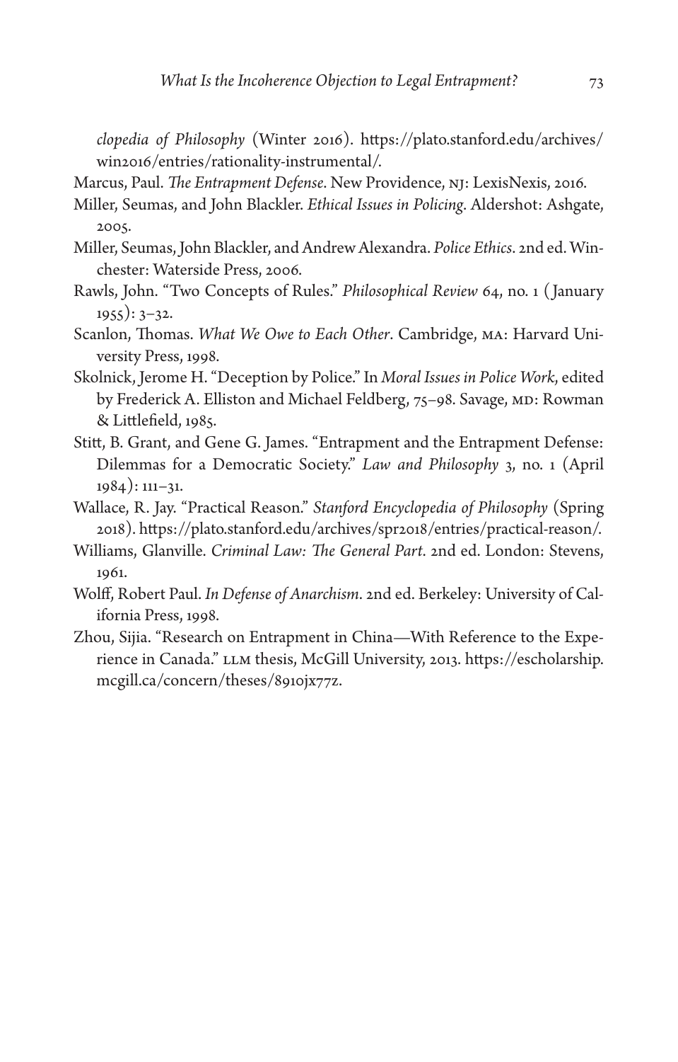*clopedia of Philosophy* (Winter 2016). https://plato.stanford.edu/archives/win2016/entries/rationality-instrumental/.

Marcus, Paul. *The Entrapment Defense*. New Providence, NJ: LexisNexis, 2016.

Miller, Seumas, and John Blackler. *Ethical Issues in Policing*. Aldershot: Ashgate, 2005.

Miller, Seumas, John Blackler, and Andrew Alexandra. *Police Ethics*. 2nd ed. Winchester: Waterside Press, 2006.

Rawls, John. "Two Concepts of Rules." *Philosophical Review* 64, no. 1 (January 1955): 3–32.

Scanlon, Thomas. *What We Owe to Each Other*. Cambridge, MA: Harvard University Press, 1998.

Skolnick, Jerome H. "Deception by Police." In *Moral Issues in Police Work*, edited by Frederick A. Elliston and Michael Feldberg, 75–98. Savage, MD: Rowman & Littlefield, 1985.

Stitt, B. Grant, and Gene G. James. "Entrapment and the Entrapment Defense: Dilemmas for a Democratic Society." *Law and Philosophy* 3, no. 1 (April 1984): 111–31.

Wallace, R. Jay. "Practical Reason." *Stanford Encyclopedia of Philosophy* (Spring 2018). https://plato.stanford.edu/archives/spr2018/entries/practical-reason/.

Williams, Glanville. *Criminal Law: The General Part*. 2nd ed. London: Stevens, 1961.

Wolff, Robert Paul. *In Defense of Anarchism*. 2nd ed. Berkeley: University of California Press, 1998.

Zhou, Sijia. "Research on Entrapment in China—With Reference to the Experience in Canada." LLM thesis, McGill University, 2013. https://escholarship.mcgill.ca/concern/theses/8910jx77z.